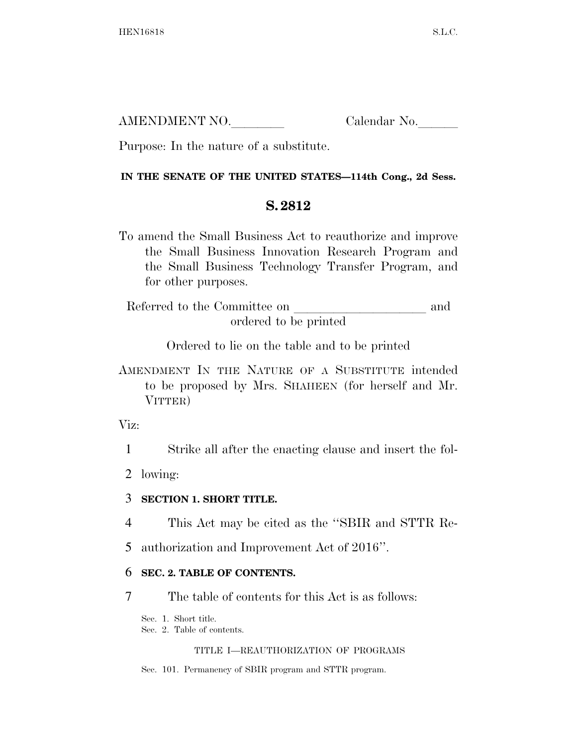AMENDMENT NO.________ Calendar No.______

Purpose: In the nature of a substitute.

**IN THE SENATE OF THE UNITED STATES—114th Cong., 2d Sess.**

## S. 2812

To amend the Small Business Act to reauthorize and improve the Small Business Innovation Research Program and the Small Business Technology Transfer Program, and for other purposes.

Referred to the Committee on ____________________ and ordered to be printed

Ordered to lie on the table and to be printed

AMENDMENT IN THE NATURE OF A SUBSTITUTE intended to be proposed by Mrs. SHAHEEN (for herself and Mr. VITTER)

Viz:

1 Strike all after the enacting clause and insert the fol-
2 lowing:

3 **SECTION 1. SHORT TITLE.**

4 This Act may be cited as the ''SBIR and STTR Re-
5 authorization and Improvement Act of 2016''.

6 **SEC. 2. TABLE OF CONTENTS.**

7 The table of contents for this Act is as follows:

Sec. 1. Short title.
Sec. 2. Table of contents.

TITLE I—REAUTHORIZATION OF PROGRAMS

Sec. 101. Permanency of SBIR program and STTR program.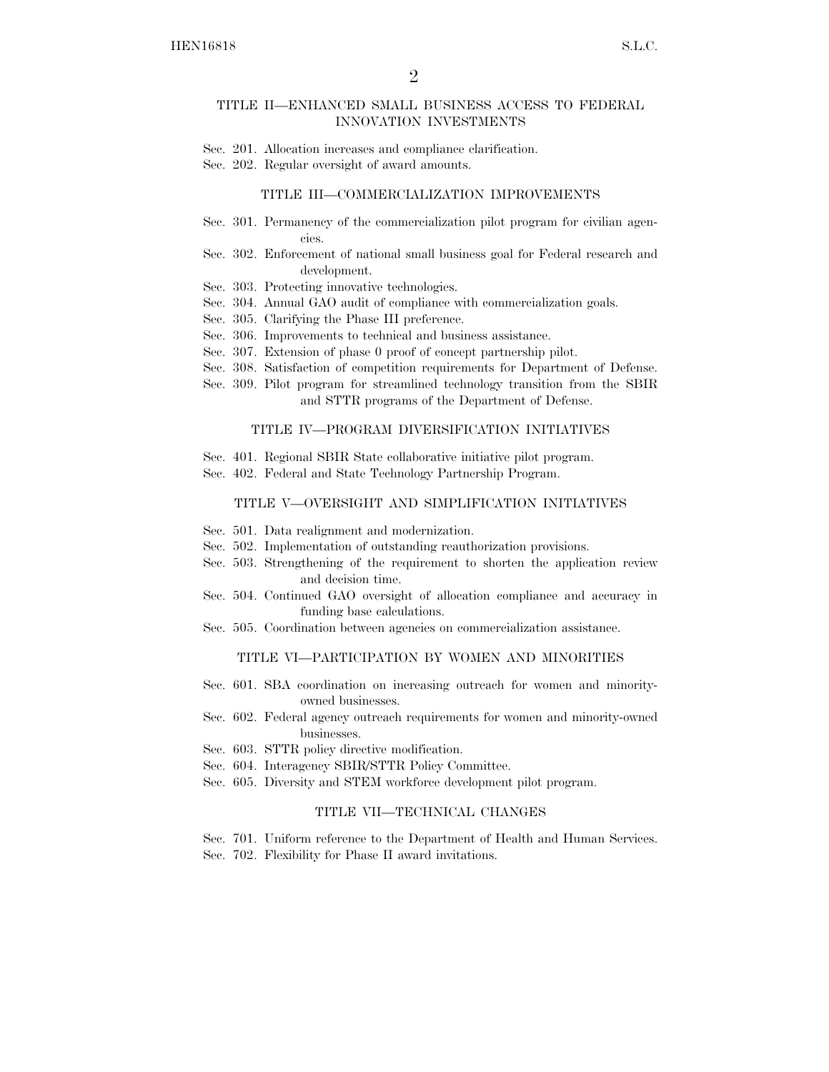### TITLE II—ENHANCED SMALL BUSINESS ACCESS TO FEDERAL INNOVATION INVESTMENTS

Sec. 201. Allocation increases and compliance clarification.
Sec. 202. Regular oversight of award amounts.

### TITLE III—COMMERCIALIZATION IMPROVEMENTS

Sec. 301. Permanency of the commercialization pilot program for civilian agencies.
Sec. 302. Enforcement of national small business goal for Federal research and development.
Sec. 303. Protecting innovative technologies.
Sec. 304. Annual GAO audit of compliance with commercialization goals.
Sec. 305. Clarifying the Phase III preference.
Sec. 306. Improvements to technical and business assistance.
Sec. 307. Extension of phase 0 proof of concept partnership pilot.
Sec. 308. Satisfaction of competition requirements for Department of Defense.
Sec. 309. Pilot program for streamlined technology transition from the SBIR and STTR programs of the Department of Defense.

### TITLE IV—PROGRAM DIVERSIFICATION INITIATIVES

Sec. 401. Regional SBIR State collaborative initiative pilot program.
Sec. 402. Federal and State Technology Partnership Program.

### TITLE V—OVERSIGHT AND SIMPLIFICATION INITIATIVES

Sec. 501. Data realignment and modernization.
Sec. 502. Implementation of outstanding reauthorization provisions.
Sec. 503. Strengthening of the requirement to shorten the application review and decision time.
Sec. 504. Continued GAO oversight of allocation compliance and accuracy in funding base calculations.
Sec. 505. Coordination between agencies on commercialization assistance.

### TITLE VI—PARTICIPATION BY WOMEN AND MINORITIES

Sec. 601. SBA coordination on increasing outreach for women and minority-owned businesses.
Sec. 602. Federal agency outreach requirements for women and minority-owned businesses.
Sec. 603. STTR policy directive modification.
Sec. 604. Interagency SBIR/STTR Policy Committee.
Sec. 605. Diversity and STEM workforce development pilot program.

### TITLE VII—TECHNICAL CHANGES

Sec. 701. Uniform reference to the Department of Health and Human Services.
Sec. 702. Flexibility for Phase II award invitations.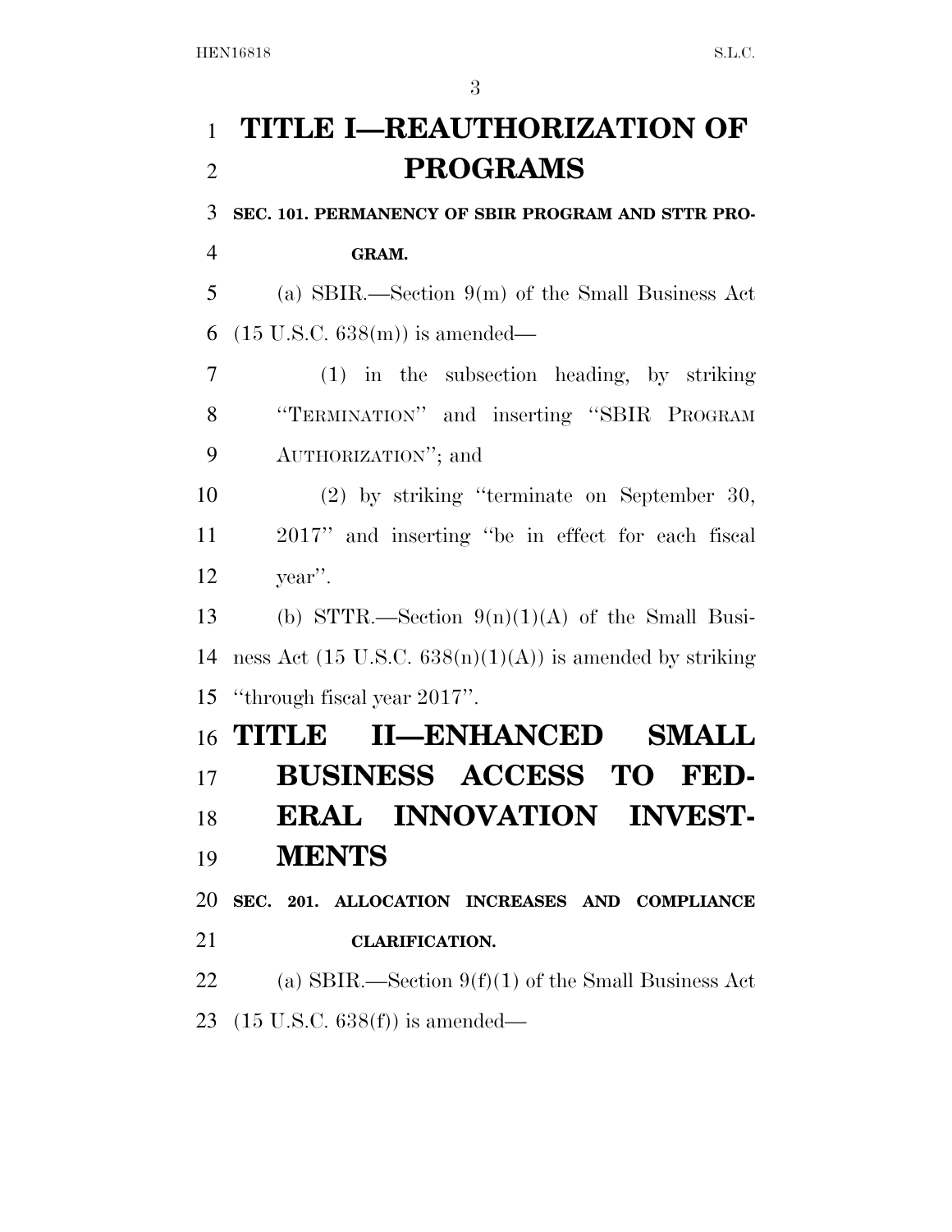# TITLE I—REAUTHORIZATION OF PROGRAMS

**SEC. 101. PERMANENCY OF SBIR PROGRAM AND STTR PROGRAM.**

(a) SBIR.—Section 9(m) of the Small Business Act (15 U.S.C. 638(m)) is amended—

(1) in the subsection heading, by striking "TERMINATION" and inserting "SBIR PROGRAM AUTHORIZATION"; and

(2) by striking "terminate on September 30, 2017" and inserting "be in effect for each fiscal year".

(b) STTR.—Section 9(n)(1)(A) of the Small Business Act (15 U.S.C. 638(n)(1)(A)) is amended by striking "through fiscal year 2017".

# TITLE II—ENHANCED SMALL BUSINESS ACCESS TO FEDERAL INNOVATION INVESTMENTS

**SEC. 201. ALLOCATION INCREASES AND COMPLIANCE CLARIFICATION.**

(a) SBIR.—Section 9(f)(1) of the Small Business Act (15 U.S.C. 638(f)) is amended—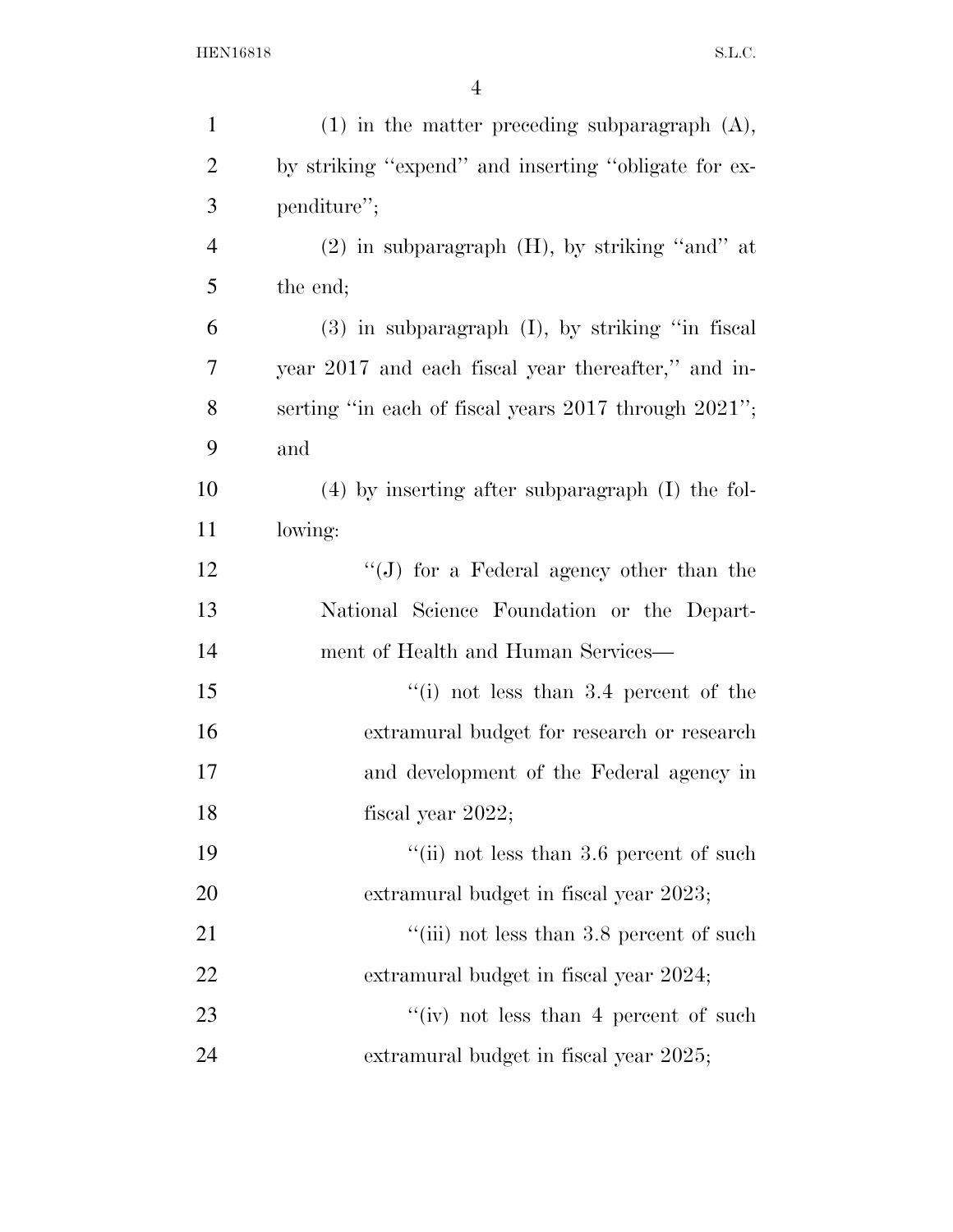(1) in the matter preceding subparagraph (A), by striking ''expend'' and inserting ''obligate for expenditure'';

(2) in subparagraph (H), by striking ''and'' at the end;

(3) in subparagraph (I), by striking ''in fiscal year 2017 and each fiscal year thereafter,'' and inserting ''in each of fiscal years 2017 through 2021''; and

(4) by inserting after subparagraph (I) the following:

''(J) for a Federal agency other than the National Science Foundation or the Department of Health and Human Services—

''(i) not less than 3.4 percent of the extramural budget for research or research and development of the Federal agency in fiscal year 2022;

''(ii) not less than 3.6 percent of such extramural budget in fiscal year 2023;

''(iii) not less than 3.8 percent of such extramural budget in fiscal year 2024;

''(iv) not less than 4 percent of such extramural budget in fiscal year 2025;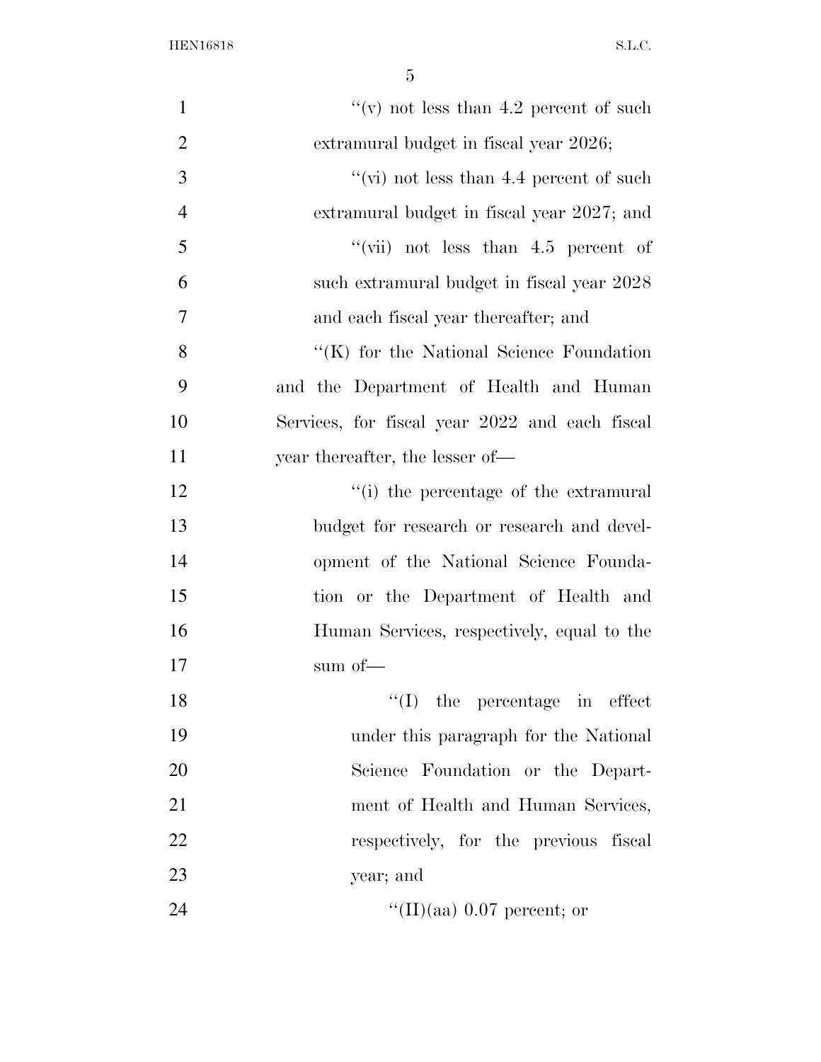''(v) not less than 4.2 percent of such extramural budget in fiscal year 2026;

''(vi) not less than 4.4 percent of such extramural budget in fiscal year 2027; and

''(vii) not less than 4.5 percent of such extramural budget in fiscal year 2028 and each fiscal year thereafter; and

''(K) for the National Science Foundation and the Department of Health and Human Services, for fiscal year 2022 and each fiscal year thereafter, the lesser of—

''(i) the percentage of the extramural budget for research or research and development of the National Science Foundation or the Department of Health and Human Services, respectively, equal to the sum of—

''(I) the percentage in effect under this paragraph for the National Science Foundation or the Department of Health and Human Services, respectively, for the previous fiscal year; and

''(II)(aa) 0.07 percent; or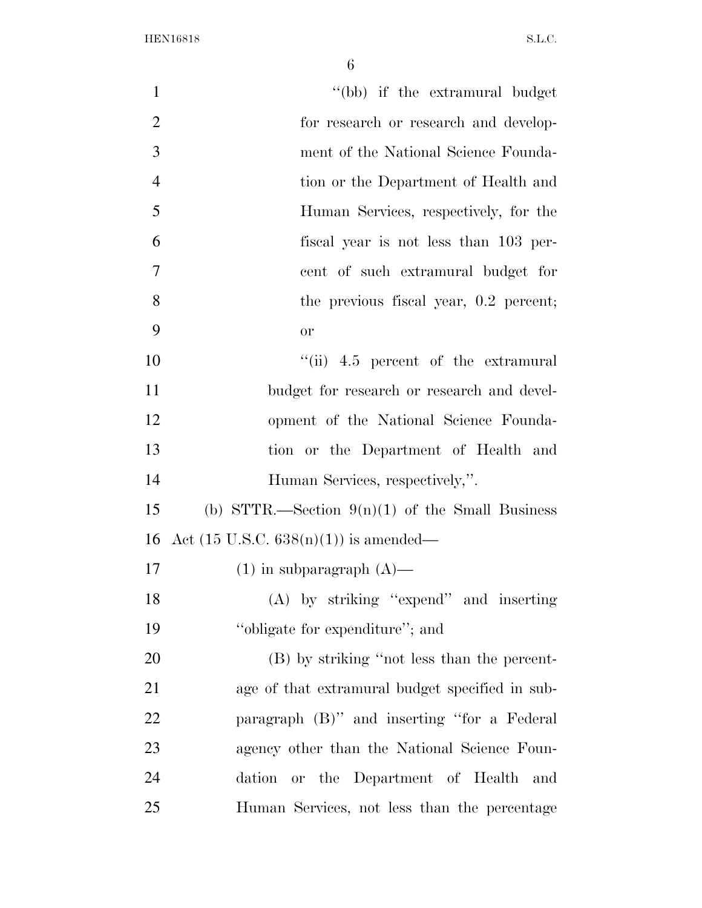''(bb) if the extramural budget for research or research and development of the National Science Foundation or the Department of Health and Human Services, respectively, for the fiscal year is not less than 103 percent of such extramural budget for the previous fiscal year, 0.2 percent; or

''(ii) 4.5 percent of the extramural budget for research or research and development of the National Science Foundation or the Department of Health and Human Services, respectively,''.

(b) STTR.—Section 9(n)(1) of the Small Business Act (15 U.S.C. 638(n)(1)) is amended—

(1) in subparagraph (A)—

(A) by striking ''expend'' and inserting ''obligate for expenditure''; and

(B) by striking ''not less than the percentage of that extramural budget specified in subparagraph (B)'' and inserting ''for a Federal agency other than the National Science Foundation or the Department of Health and Human Services, not less than the percentage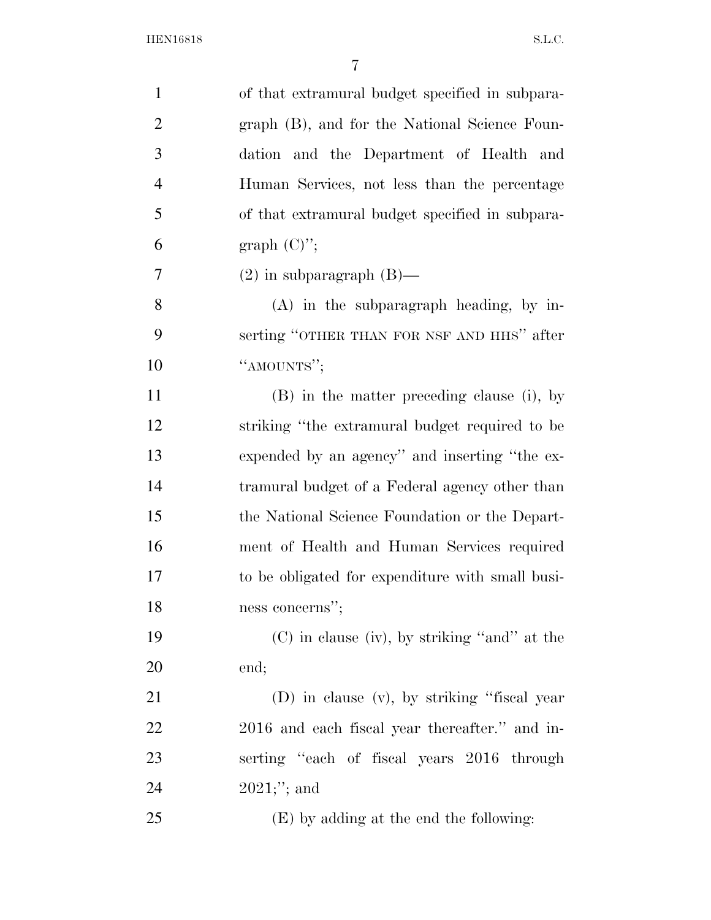of that extramural budget specified in subparagraph (B), and for the National Science Foundation and the Department of Health and Human Services, not less than the percentage of that extramural budget specified in subparagraph (C)'';

(2) in subparagraph (B)—

(A) in the subparagraph heading, by inserting ''OTHER THAN FOR NSF AND HHS'' after ''AMOUNTS'';

(B) in the matter preceding clause (i), by striking ''the extramural budget required to be expended by an agency'' and inserting ''the extramural budget of a Federal agency other than the National Science Foundation or the Department of Health and Human Services required to be obligated for expenditure with small business concerns'';

(C) in clause (iv), by striking ''and'' at the end;

(D) in clause (v), by striking ''fiscal year 2016 and each fiscal year thereafter.'' and inserting ''each of fiscal years 2016 through 2021;''; and

(E) by adding at the end the following: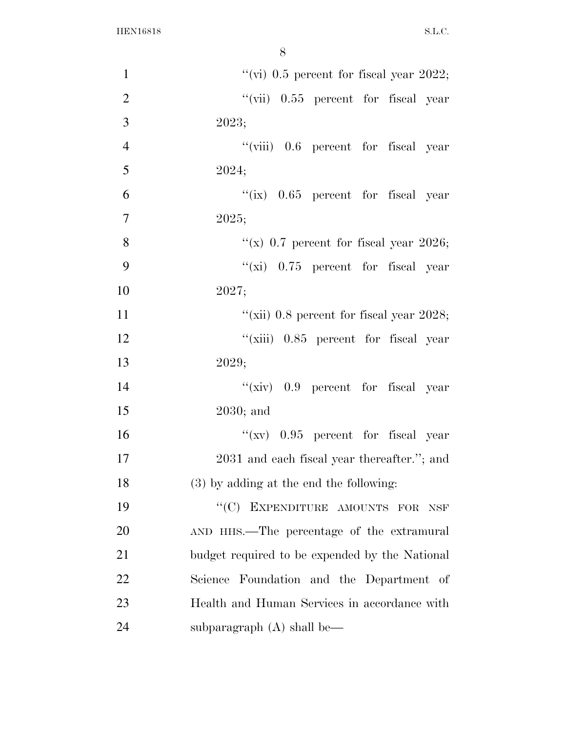"(vi) 0.5 percent for fiscal year 2022;

"(vii) 0.55 percent for fiscal year 2023;

"(viii) 0.6 percent for fiscal year 2024;

"(ix) 0.65 percent for fiscal year 2025;

"(x) 0.7 percent for fiscal year 2026;

"(xi) 0.75 percent for fiscal year 2027;

"(xii) 0.8 percent for fiscal year 2028;

"(xiii) 0.85 percent for fiscal year 2029;

"(xiv) 0.9 percent for fiscal year 2030; and

"(xv) 0.95 percent for fiscal year 2031 and each fiscal year thereafter."; and

(3) by adding at the end the following:

"(C) EXPENDITURE AMOUNTS FOR NSF AND HHS.—The percentage of the extramural budget required to be expended by the National Science Foundation and the Department of Health and Human Services in accordance with subparagraph (A) shall be—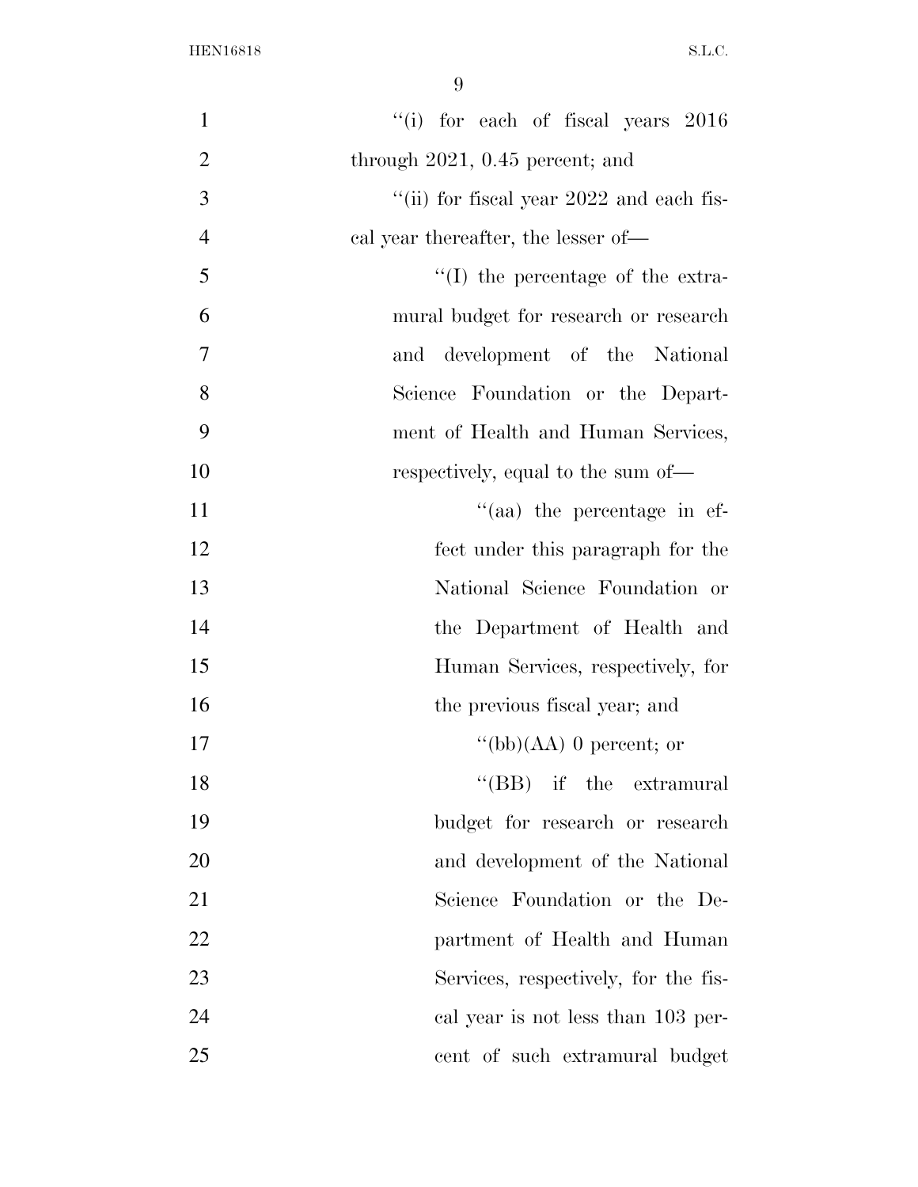"(i) for each of fiscal years 2016 through 2021, 0.45 percent; and

"(ii) for fiscal year 2022 and each fiscal year thereafter, the lesser of—

"(I) the percentage of the extramural budget for research or research and development of the National Science Foundation or the Department of Health and Human Services, respectively, equal to the sum of—

"(aa) the percentage in effect under this paragraph for the National Science Foundation or the Department of Health and Human Services, respectively, for the previous fiscal year; and

"(bb)(AA) 0 percent; or

"(BB) if the extramural budget for research or research and development of the National Science Foundation or the Department of Health and Human Services, respectively, for the fiscal year is not less than 103 percent of such extramural budget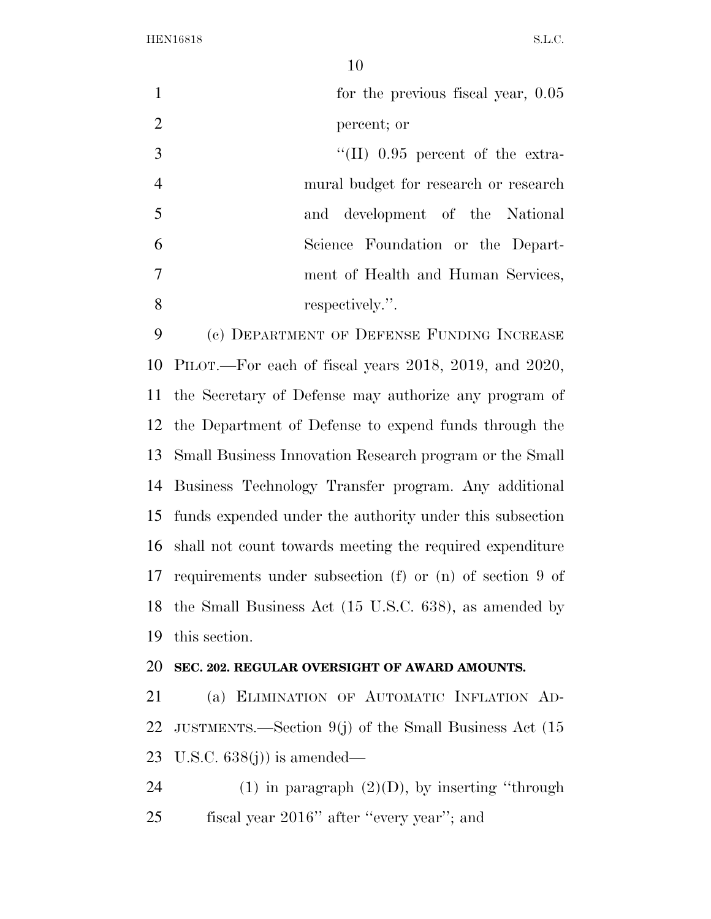for the previous fiscal year, 0.05 percent; or

''(II) 0.95 percent of the extramural budget for research or research and development of the National Science Foundation or the Department of Health and Human Services, respectively.''.

(c) DEPARTMENT OF DEFENSE FUNDING INCREASE PILOT.—For each of fiscal years 2018, 2019, and 2020, the Secretary of Defense may authorize any program of the Department of Defense to expend funds through the Small Business Innovation Research program or the Small Business Technology Transfer program. Any additional funds expended under the authority under this subsection shall not count towards meeting the required expenditure requirements under subsection (f) or (n) of section 9 of the Small Business Act (15 U.S.C. 638), as amended by this section.

**SEC. 202. REGULAR OVERSIGHT OF AWARD AMOUNTS.**

(a) ELIMINATION OF AUTOMATIC INFLATION ADJUSTMENTS.—Section 9(j) of the Small Business Act (15 U.S.C. 638(j)) is amended—

(1) in paragraph (2)(D), by inserting ''through fiscal year 2016'' after ''every year''; and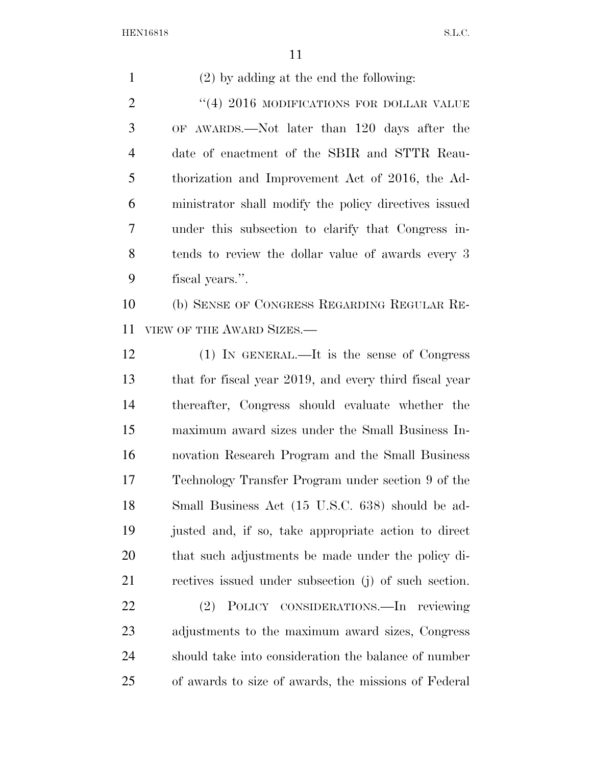(2) by adding at the end the following:

"(4) 2016 MODIFICATIONS FOR DOLLAR VALUE OF AWARDS.—Not later than 120 days after the date of enactment of the SBIR and STTR Reauthorization and Improvement Act of 2016, the Administrator shall modify the policy directives issued under this subsection to clarify that Congress intends to review the dollar value of awards every 3 fiscal years.".

(b) SENSE OF CONGRESS REGARDING REGULAR REVIEW OF THE AWARD SIZES.—

(1) IN GENERAL.—It is the sense of Congress that for fiscal year 2019, and every third fiscal year thereafter, Congress should evaluate whether the maximum award sizes under the Small Business Innovation Research Program and the Small Business Technology Transfer Program under section 9 of the Small Business Act (15 U.S.C. 638) should be adjusted and, if so, take appropriate action to direct that such adjustments be made under the policy directives issued under subsection (j) of such section.

(2) POLICY CONSIDERATIONS.—In reviewing adjustments to the maximum award sizes, Congress should take into consideration the balance of number of awards to size of awards, the missions of Federal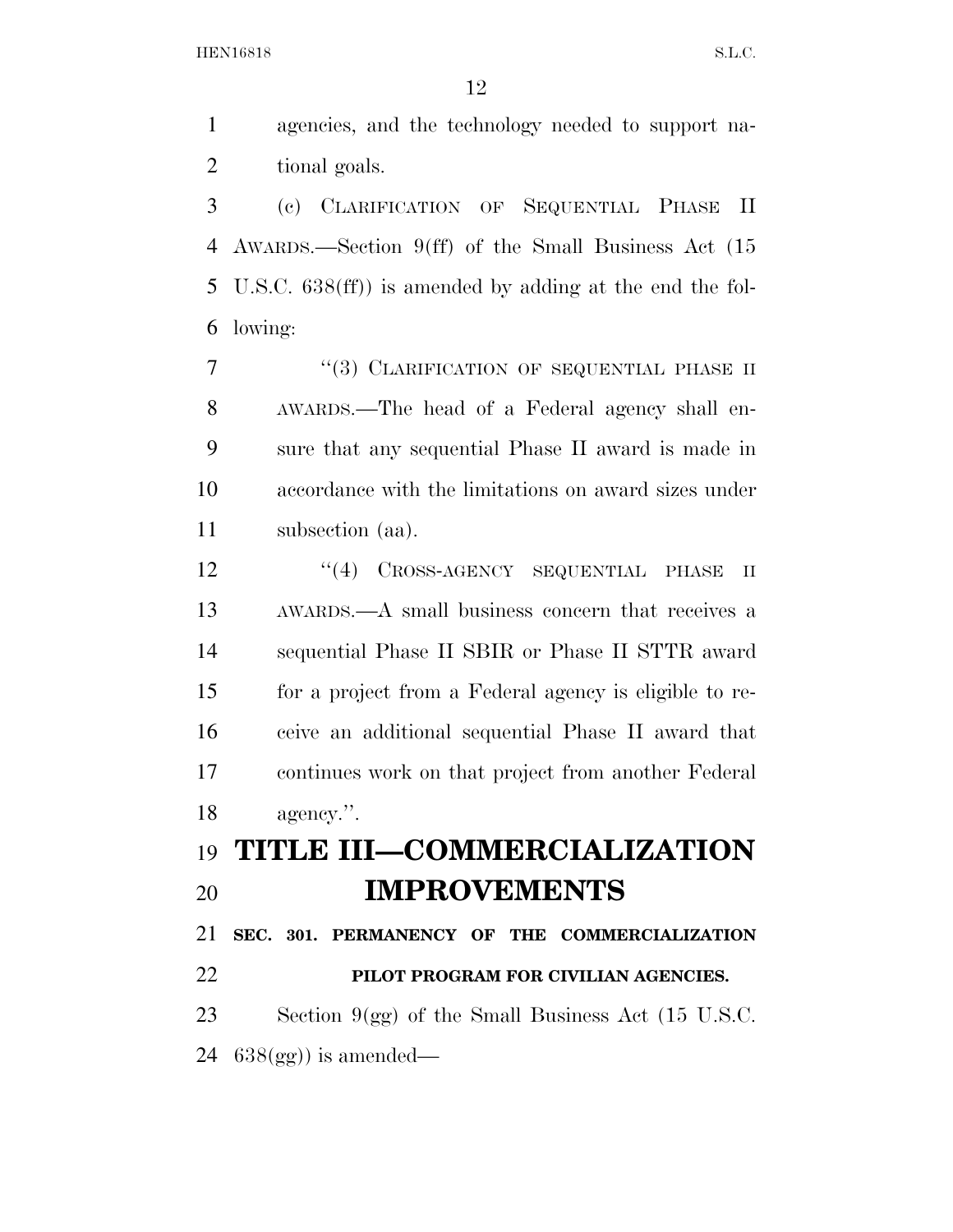agencies, and the technology needed to support national goals.

(c) CLARIFICATION OF SEQUENTIAL PHASE II AWARDS.—Section 9(ff) of the Small Business Act (15 U.S.C. 638(ff)) is amended by adding at the end the following:

"(3) CLARIFICATION OF SEQUENTIAL PHASE II AWARDS.—The head of a Federal agency shall ensure that any sequential Phase II award is made in accordance with the limitations on award sizes under subsection (aa).

"(4) CROSS-AGENCY SEQUENTIAL PHASE II AWARDS.—A small business concern that receives a sequential Phase II SBIR or Phase II STTR award for a project from a Federal agency is eligible to receive an additional sequential Phase II award that continues work on that project from another Federal agency.".

# TITLE III—COMMERCIALIZATION IMPROVEMENTS

**SEC. 301. PERMANENCY OF THE COMMERCIALIZATION PILOT PROGRAM FOR CIVILIAN AGENCIES.**

Section 9(gg) of the Small Business Act (15 U.S.C. 638(gg)) is amended—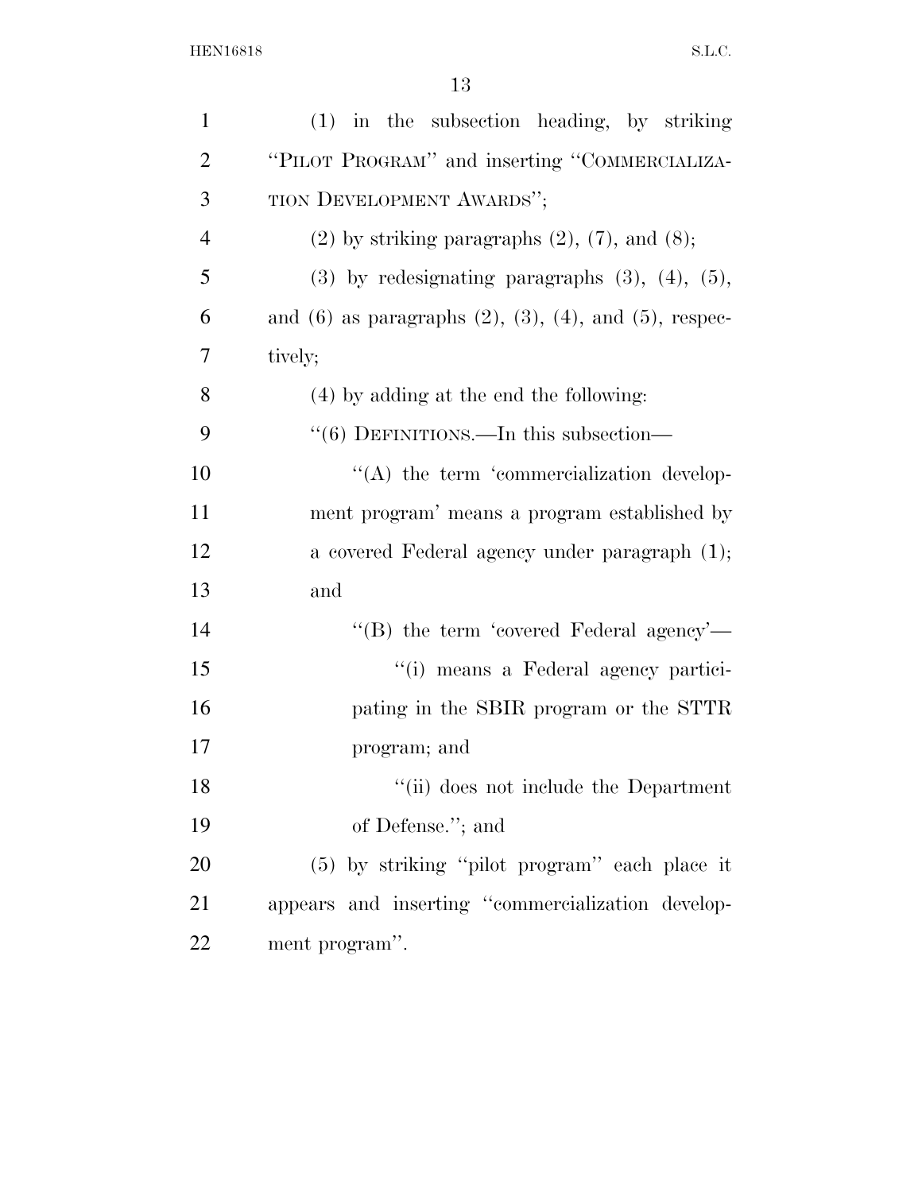(1) in the subsection heading, by striking "PILOT PROGRAM" and inserting "COMMERCIALIZATION DEVELOPMENT AWARDS";

(2) by striking paragraphs (2), (7), and (8);

(3) by redesignating paragraphs (3), (4), (5), and (6) as paragraphs (2), (3), (4), and (5), respectively;

(4) by adding at the end the following:

"(6) DEFINITIONS.—In this subsection—

"(A) the term 'commercialization development program' means a program established by a covered Federal agency under paragraph (1); and

"(B) the term 'covered Federal agency'—

"(i) means a Federal agency participating in the SBIR program or the STTR program; and

"(ii) does not include the Department of Defense."; and

(5) by striking "pilot program" each place it appears and inserting "commercialization development program".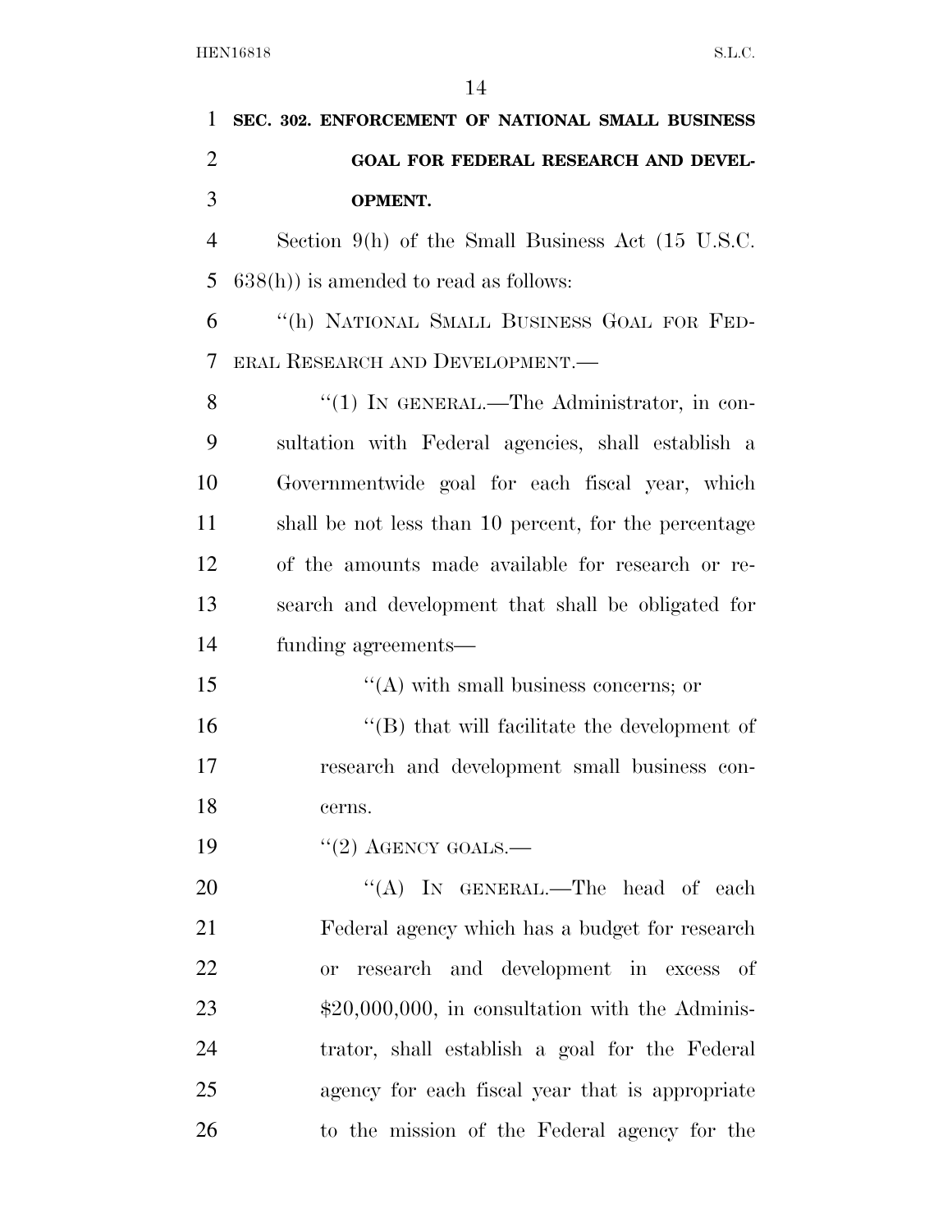**SEC. 302. ENFORCEMENT OF NATIONAL SMALL BUSINESS GOAL FOR FEDERAL RESEARCH AND DEVELOPMENT.**

Section 9(h) of the Small Business Act (15 U.S.C. 638(h)) is amended to read as follows:

"(h) NATIONAL SMALL BUSINESS GOAL FOR FEDERAL RESEARCH AND DEVELOPMENT.—

"(1) IN GENERAL.—The Administrator, in consultation with Federal agencies, shall establish a Governmentwide goal for each fiscal year, which shall be not less than 10 percent, for the percentage of the amounts made available for research or research and development that shall be obligated for funding agreements—

"(A) with small business concerns; or

"(B) that will facilitate the development of research and development small business concerns.

"(2) AGENCY GOALS.—

"(A) IN GENERAL.—The head of each Federal agency which has a budget for research or research and development in excess of $20,000,000, in consultation with the Administrator, shall establish a goal for the Federal agency for each fiscal year that is appropriate to the mission of the Federal agency for the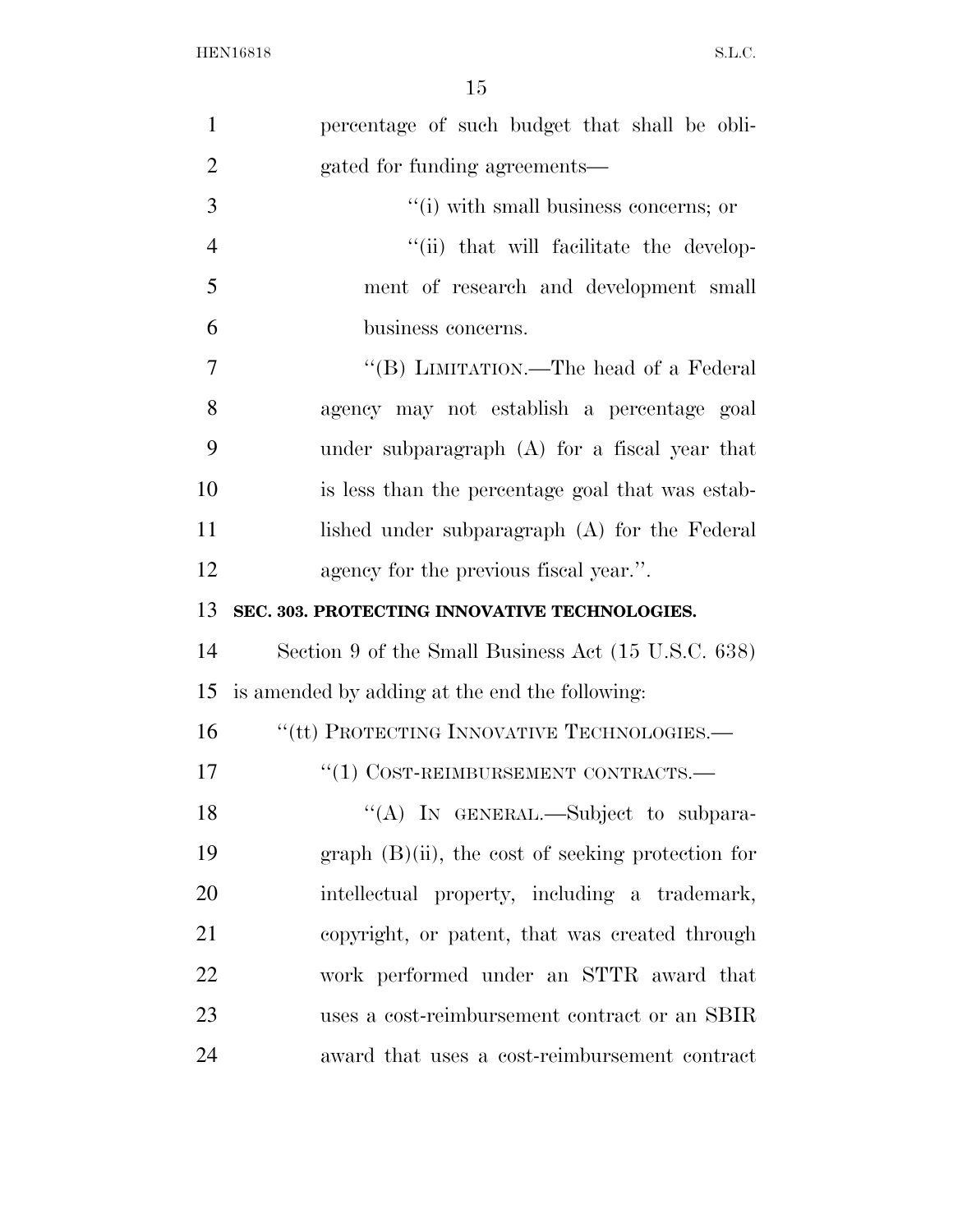percentage of such budget that shall be obligated for funding agreements—

"(i) with small business concerns; or

"(ii) that will facilitate the development of research and development small business concerns.

"(B) LIMITATION.—The head of a Federal agency may not establish a percentage goal under subparagraph (A) for a fiscal year that is less than the percentage goal that was established under subparagraph (A) for the Federal agency for the previous fiscal year.".

**SEC. 303. PROTECTING INNOVATIVE TECHNOLOGIES.**

Section 9 of the Small Business Act (15 U.S.C. 638) is amended by adding at the end the following:

"(tt) PROTECTING INNOVATIVE TECHNOLOGIES.—

"(1) COST-REIMBURSEMENT CONTRACTS.—

"(A) IN GENERAL.—Subject to subparagraph (B)(ii), the cost of seeking protection for intellectual property, including a trademark, copyright, or patent, that was created through work performed under an STTR award that uses a cost-reimbursement contract or an SBIR award that uses a cost-reimbursement contract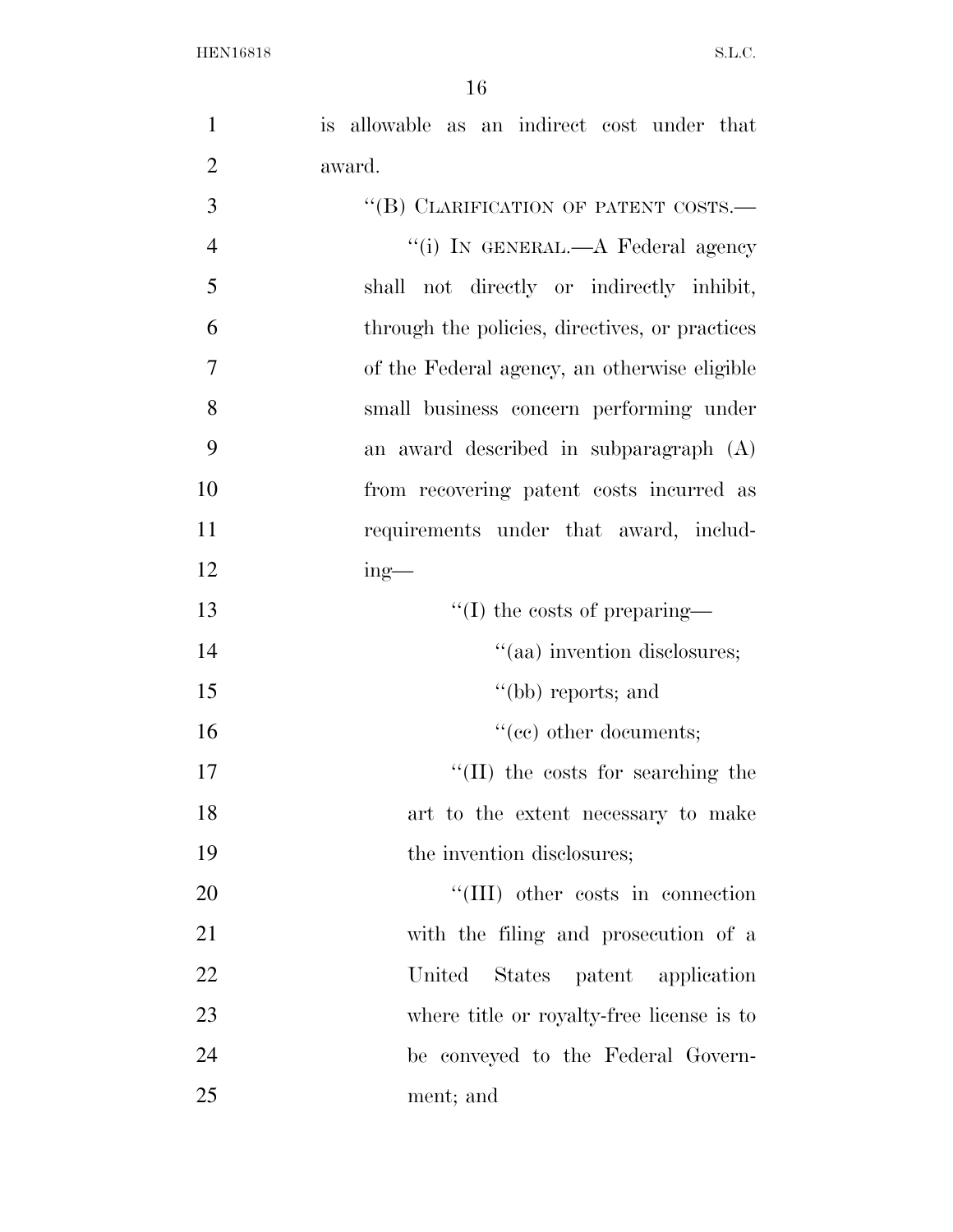is allowable as an indirect cost under that award.

“(B) CLARIFICATION OF PATENT COSTS.—

“(i) IN GENERAL.—A Federal agency shall not directly or indirectly inhibit, through the policies, directives, or practices of the Federal agency, an otherwise eligible small business concern performing under an award described in subparagraph (A) from recovering patent costs incurred as requirements under that award, including—

“(I) the costs of preparing—

“(aa) invention disclosures;

“(bb) reports; and

“(cc) other documents;

“(II) the costs for searching the art to the extent necessary to make the invention disclosures;

“(III) other costs in connection with the filing and prosecution of a United States patent application where title or royalty-free license is to be conveyed to the Federal Government; and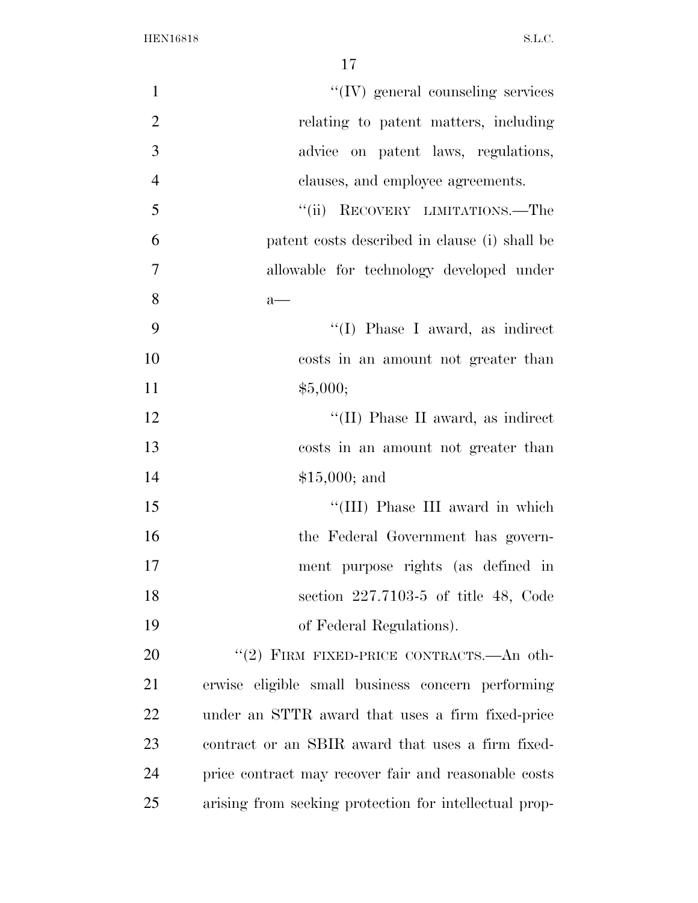"(IV) general counseling services relating to patent matters, including advice on patent laws, regulations, clauses, and employee agreements.

"(ii) RECOVERY LIMITATIONS.—The patent costs described in clause (i) shall be allowable for technology developed under a—

"(I) Phase I award, as indirect costs in an amount not greater than $5,000;

"(II) Phase II award, as indirect costs in an amount not greater than $15,000; and

"(III) Phase III award in which the Federal Government has government purpose rights (as defined in section 227.7103-5 of title 48, Code of Federal Regulations).

"(2) FIRM FIXED-PRICE CONTRACTS.—An otherwise eligible small business concern performing under an STTR award that uses a firm fixed-price contract or an SBIR award that uses a firm fixed-price contract may recover fair and reasonable costs arising from seeking protection for intellectual prop-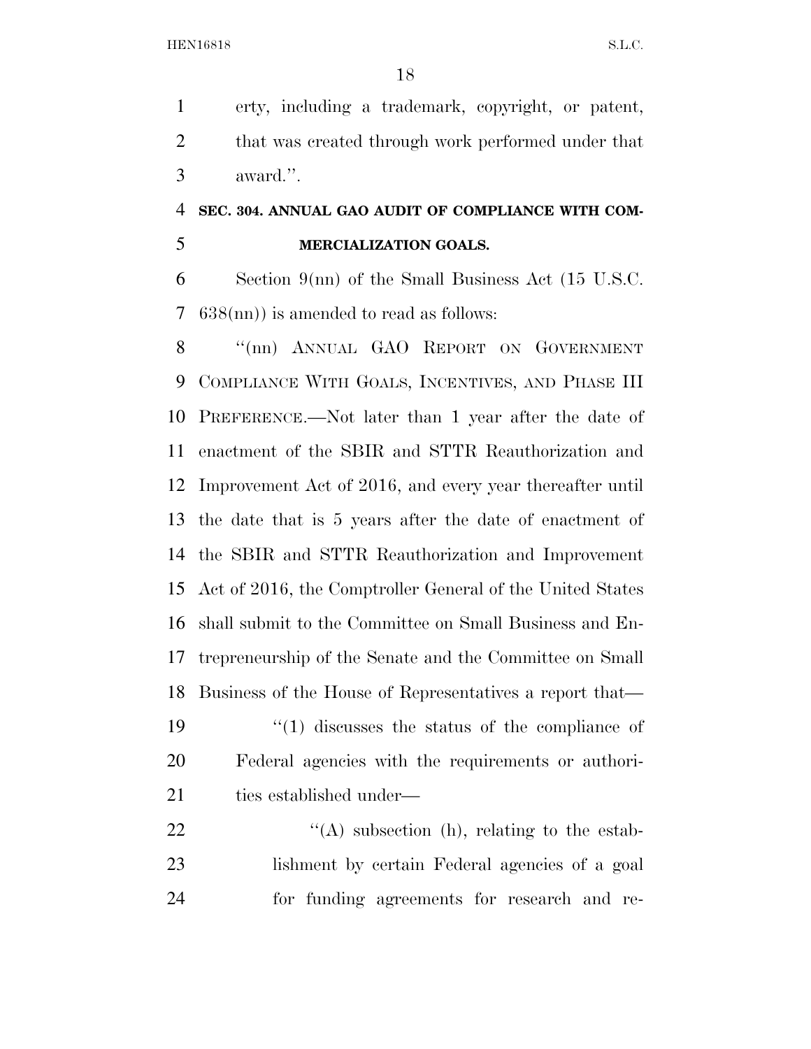erty, including a trademark, copyright, or patent, that was created through work performed under that award.''.

**SEC. 304. ANNUAL GAO AUDIT OF COMPLIANCE WITH COMMERCIALIZATION GOALS.**

Section 9(nn) of the Small Business Act (15 U.S.C. 638(nn)) is amended to read as follows:

''(nn) ANNUAL GAO REPORT ON GOVERNMENT COMPLIANCE WITH GOALS, INCENTIVES, AND PHASE III PREFERENCE.—Not later than 1 year after the date of enactment of the SBIR and STTR Reauthorization and Improvement Act of 2016, and every year thereafter until the date that is 5 years after the date of enactment of the SBIR and STTR Reauthorization and Improvement Act of 2016, the Comptroller General of the United States shall submit to the Committee on Small Business and Entrepreneurship of the Senate and the Committee on Small Business of the House of Representatives a report that—

''(1) discusses the status of the compliance of Federal agencies with the requirements or authorities established under—

''(A) subsection (h), relating to the establishment by certain Federal agencies of a goal for funding agreements for research and re-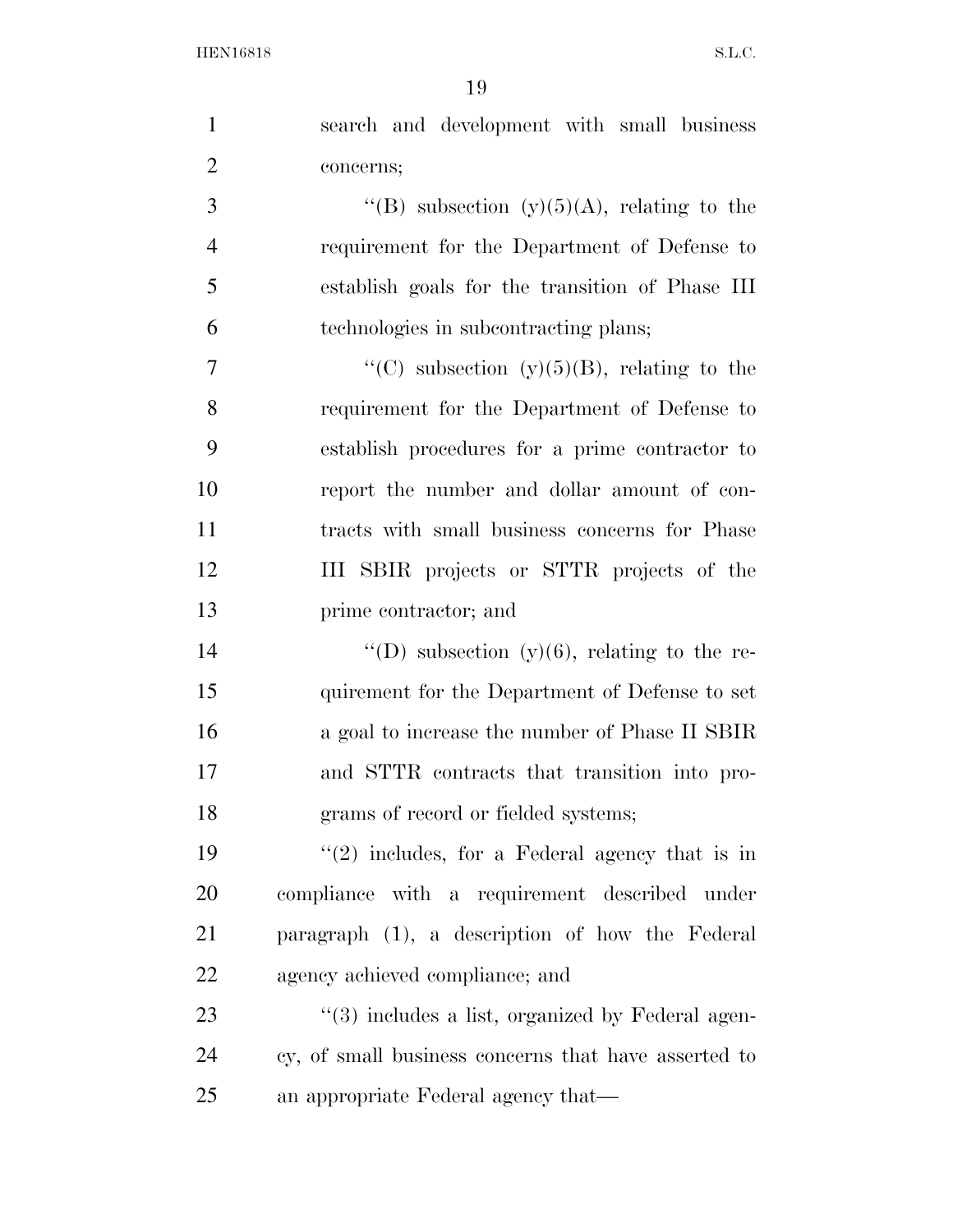search and development with small business concerns;

''(B) subsection (y)(5)(A), relating to the requirement for the Department of Defense to establish goals for the transition of Phase III technologies in subcontracting plans;

''(C) subsection (y)(5)(B), relating to the requirement for the Department of Defense to establish procedures for a prime contractor to report the number and dollar amount of contracts with small business concerns for Phase III SBIR projects or STTR projects of the prime contractor; and

''(D) subsection (y)(6), relating to the requirement for the Department of Defense to set a goal to increase the number of Phase II SBIR and STTR contracts that transition into programs of record or fielded systems;

''(2) includes, for a Federal agency that is in compliance with a requirement described under paragraph (1), a description of how the Federal agency achieved compliance; and

''(3) includes a list, organized by Federal agency, of small business concerns that have asserted to an appropriate Federal agency that—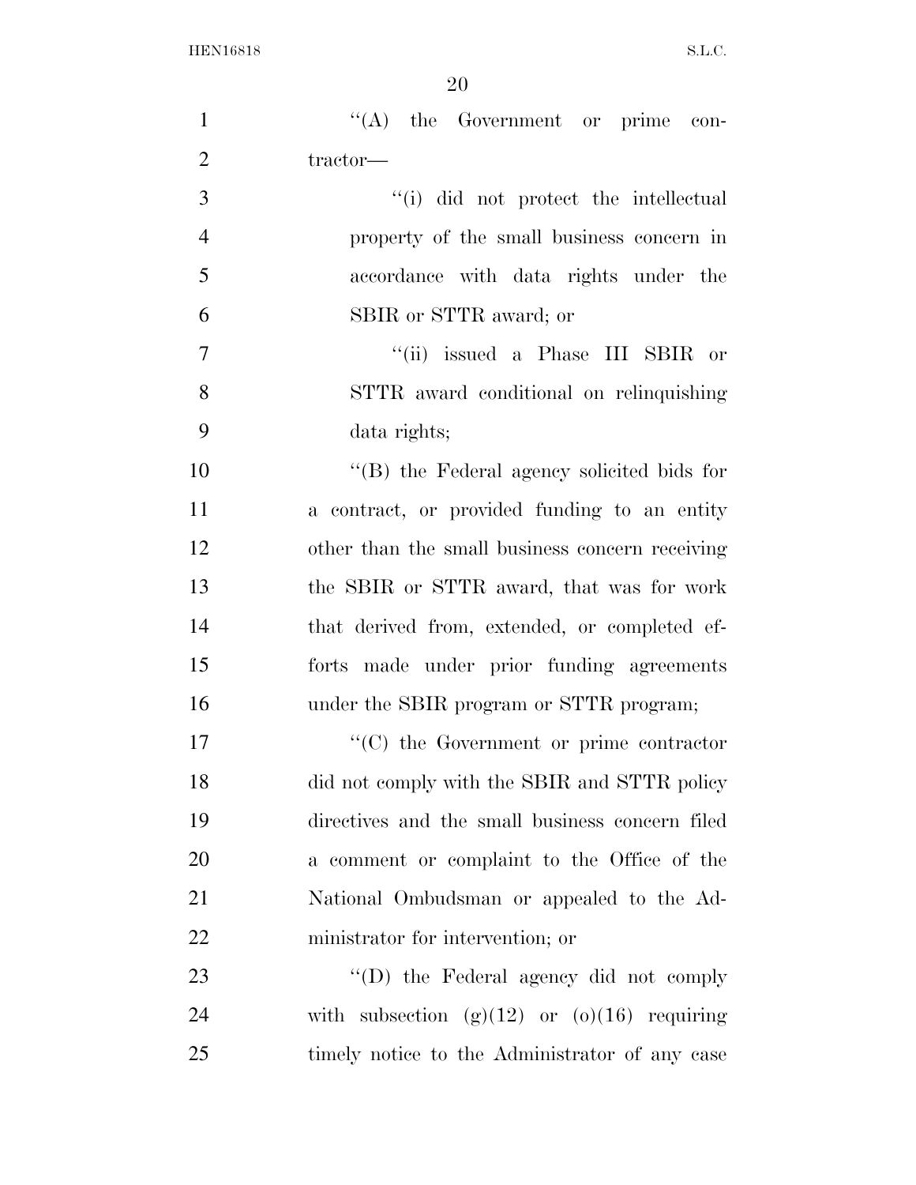''(A) the Government or prime contractor—

''(i) did not protect the intellectual property of the small business concern in accordance with data rights under the SBIR or STTR award; or

''(ii) issued a Phase III SBIR or STTR award conditional on relinquishing data rights;

''(B) the Federal agency solicited bids for a contract, or provided funding to an entity other than the small business concern receiving the SBIR or STTR award, that was for work that derived from, extended, or completed efforts made under prior funding agreements under the SBIR program or STTR program;

''(C) the Government or prime contractor did not comply with the SBIR and STTR policy directives and the small business concern filed a comment or complaint to the Office of the National Ombudsman or appealed to the Administrator for intervention; or

''(D) the Federal agency did not comply with subsection (g)(12) or (o)(16) requiring timely notice to the Administrator of any case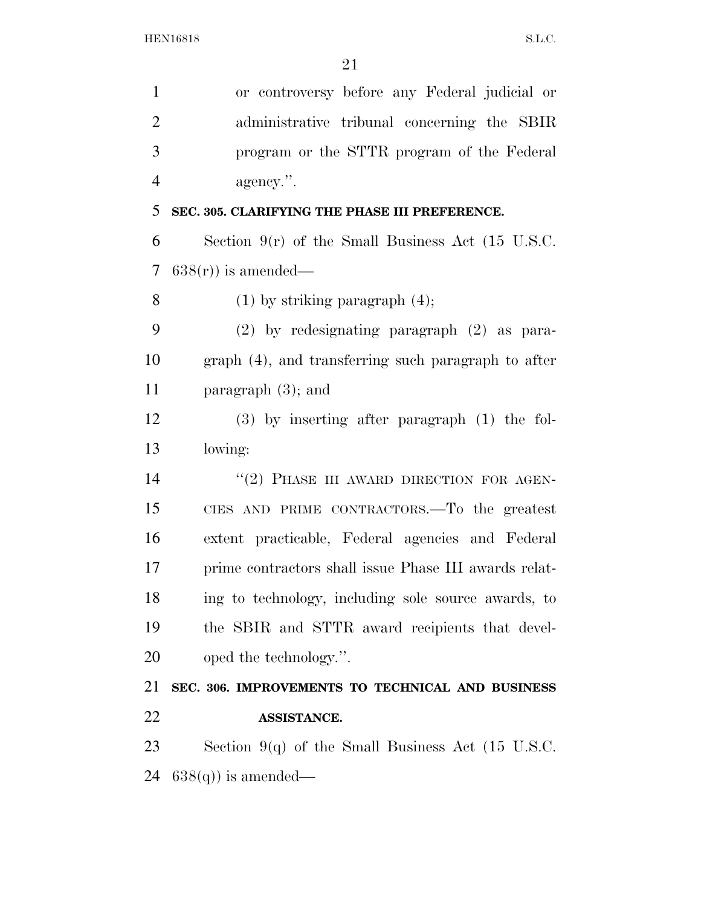or controversy before any Federal judicial or administrative tribunal concerning the SBIR program or the STTR program of the Federal agency.''.

**SEC. 305. CLARIFYING THE PHASE III PREFERENCE.**

Section 9(r) of the Small Business Act (15 U.S.C. 638(r)) is amended—

(1) by striking paragraph (4);

(2) by redesignating paragraph (2) as paragraph (4), and transferring such paragraph to after paragraph (3); and

(3) by inserting after paragraph (1) the following:

''(2) PHASE III AWARD DIRECTION FOR AGENCIES AND PRIME CONTRACTORS.—To the greatest extent practicable, Federal agencies and Federal prime contractors shall issue Phase III awards relating to technology, including sole source awards, to the SBIR and STTR award recipients that developed the technology.''.

**SEC. 306. IMPROVEMENTS TO TECHNICAL AND BUSINESS ASSISTANCE.**

Section 9(q) of the Small Business Act (15 U.S.C. 638(q)) is amended—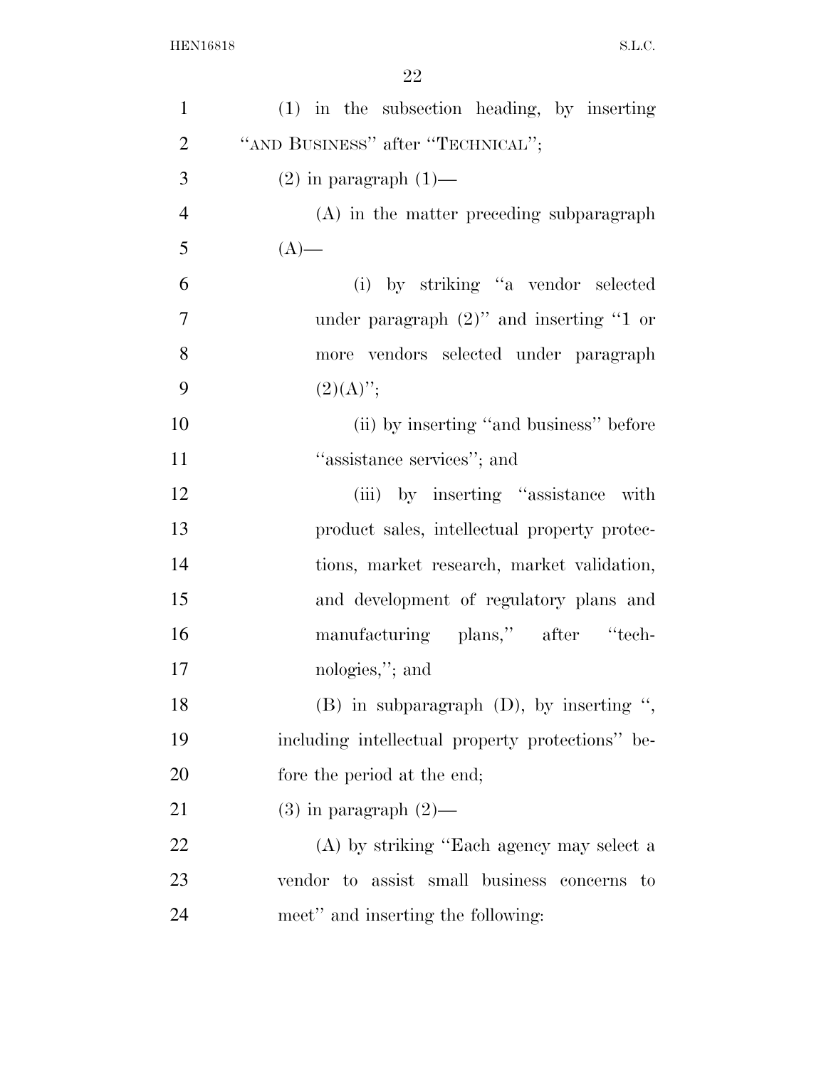(1) in the subsection heading, by inserting "AND BUSINESS" after "TECHNICAL";

(2) in paragraph (1)—

(A) in the matter preceding subparagraph (A)—

(i) by striking "a vendor selected under paragraph (2)" and inserting "1 or more vendors selected under paragraph (2)(A)";

(ii) by inserting "and business" before "assistance services"; and

(iii) by inserting "assistance with product sales, intellectual property protections, market research, market validation, and development of regulatory plans and manufacturing plans," after "technologies,"; and

(B) in subparagraph (D), by inserting ", including intellectual property protections" before the period at the end;

(3) in paragraph (2)—

(A) by striking "Each agency may select a vendor to assist small business concerns to meet" and inserting the following: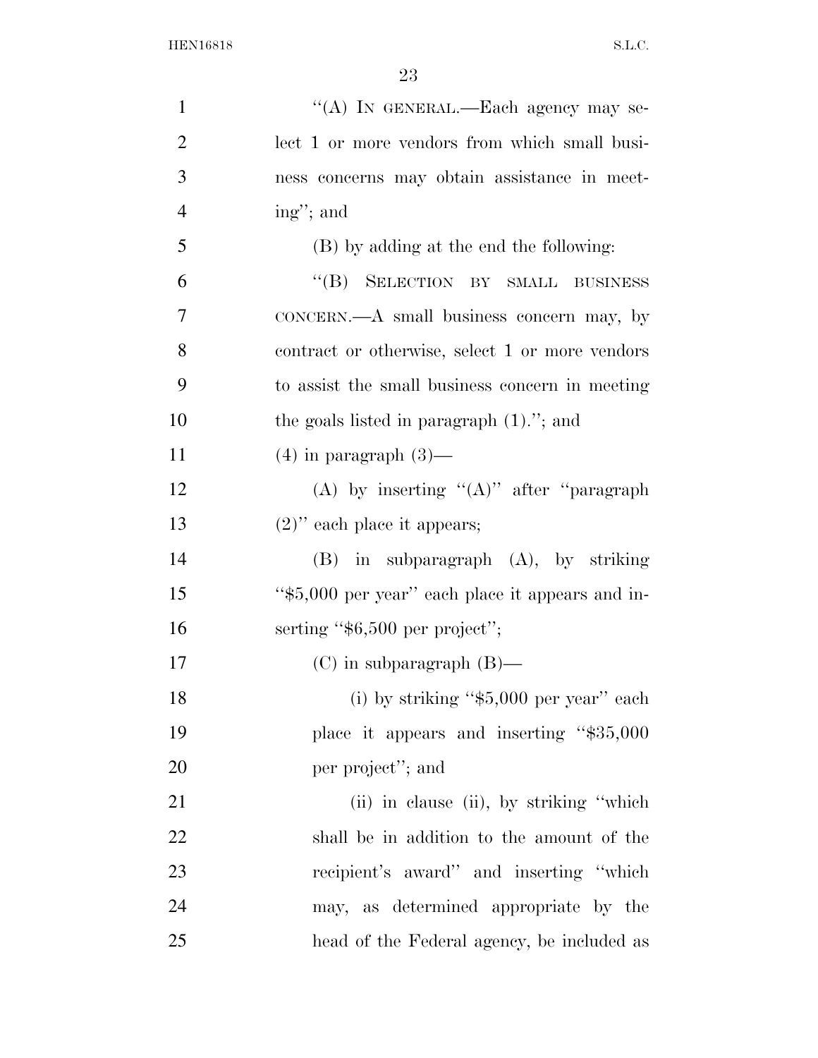"(A) IN GENERAL.—Each agency may select 1 or more vendors from which small business concerns may obtain assistance in meeting"; and

(B) by adding at the end the following:

"(B) SELECTION BY SMALL BUSINESS CONCERN.—A small business concern may, by contract or otherwise, select 1 or more vendors to assist the small business concern in meeting the goals listed in paragraph (1)."; and

(4) in paragraph (3)—

(A) by inserting "(A)" after "paragraph (2)" each place it appears;

(B) in subparagraph (A), by striking "$5,000 per year" each place it appears and inserting "$6,500 per project";

(C) in subparagraph (B)—

(i) by striking "$5,000 per year" each place it appears and inserting "$35,000 per project"; and

(ii) in clause (ii), by striking "which shall be in addition to the amount of the recipient's award" and inserting "which may, as determined appropriate by the head of the Federal agency, be included as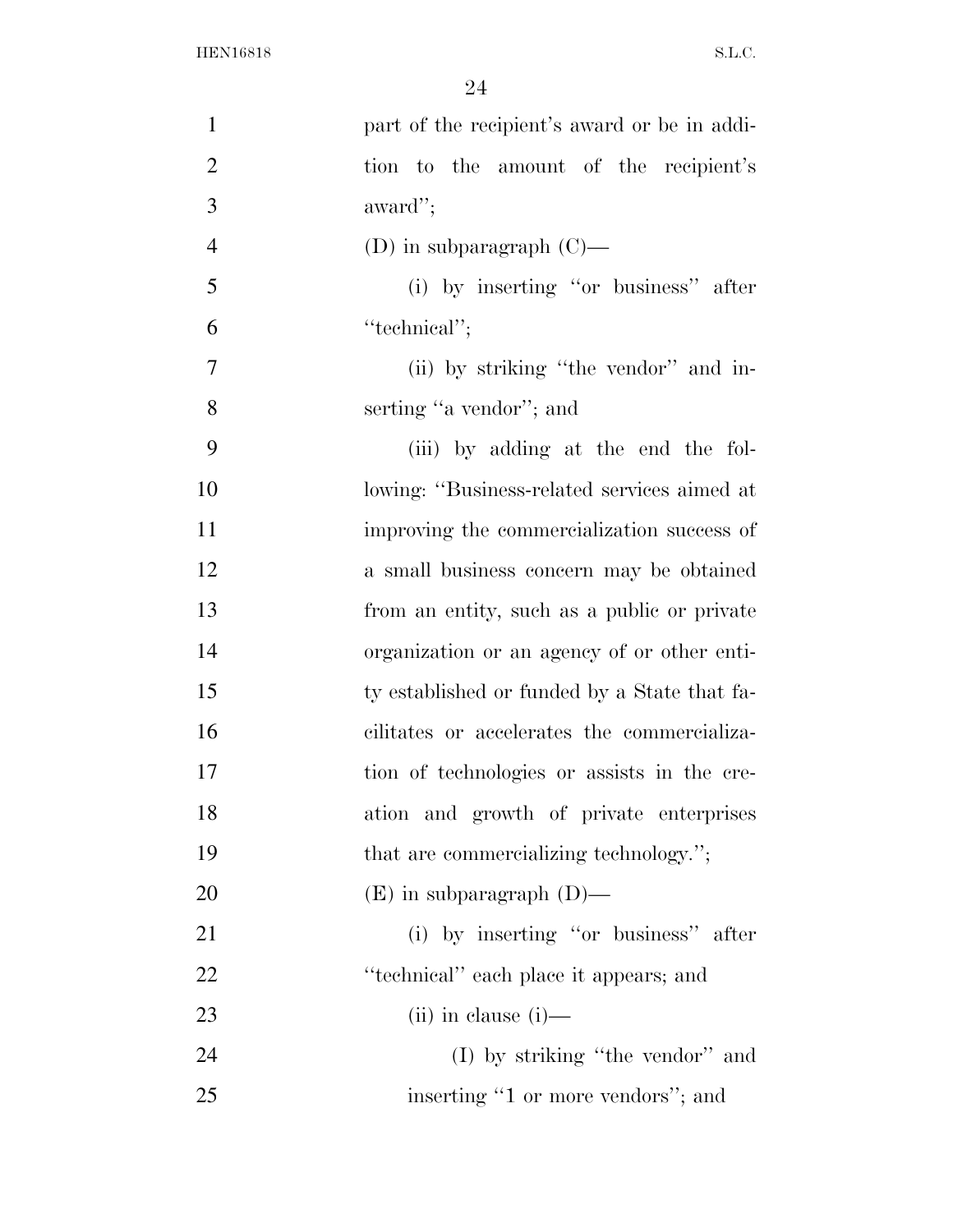part of the recipient's award or be in addition to the amount of the recipient's award'';

(D) in subparagraph (C)—

(i) by inserting ''or business'' after ''technical'';

(ii) by striking ''the vendor'' and inserting ''a vendor''; and

(iii) by adding at the end the following: ''Business-related services aimed at improving the commercialization success of a small business concern may be obtained from an entity, such as a public or private organization or an agency of or other entity established or funded by a State that facilitates or accelerates the commercialization of technologies or assists in the creation and growth of private enterprises that are commercializing technology.'';

(E) in subparagraph (D)—

(i) by inserting ''or business'' after ''technical'' each place it appears; and

(ii) in clause (i)—

(I) by striking ''the vendor'' and inserting ''1 or more vendors''; and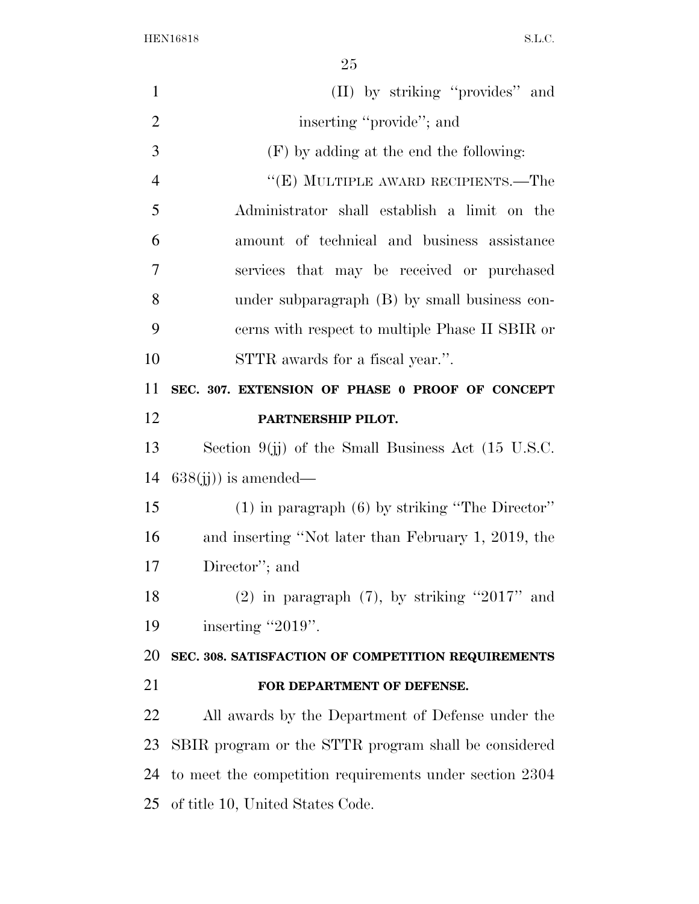(II) by striking "provides" and inserting "provide"; and

(F) by adding at the end the following:

"(E) MULTIPLE AWARD RECIPIENTS.—The Administrator shall establish a limit on the amount of technical and business assistance services that may be received or purchased under subparagraph (B) by small business concerns with respect to multiple Phase II SBIR or STTR awards for a fiscal year.".

**SEC. 307. EXTENSION OF PHASE 0 PROOF OF CONCEPT PARTNERSHIP PILOT.**

Section 9(jj) of the Small Business Act (15 U.S.C. 638(jj)) is amended—

(1) in paragraph (6) by striking "The Director" and inserting "Not later than February 1, 2019, the Director"; and

(2) in paragraph (7), by striking "2017" and inserting "2019".

**SEC. 308. SATISFACTION OF COMPETITION REQUIREMENTS FOR DEPARTMENT OF DEFENSE.**

All awards by the Department of Defense under the SBIR program or the STTR program shall be considered to meet the competition requirements under section 2304 of title 10, United States Code.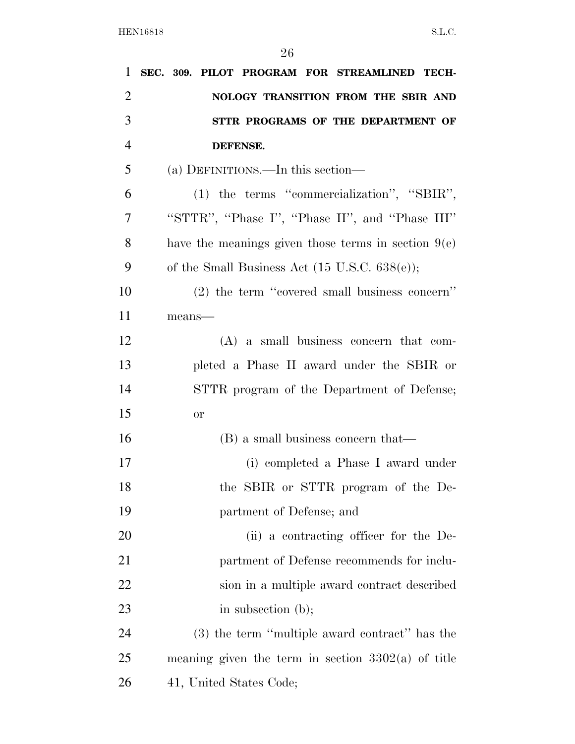**SEC. 309. PILOT PROGRAM FOR STREAMLINED TECHNOLOGY TRANSITION FROM THE SBIR AND STTR PROGRAMS OF THE DEPARTMENT OF DEFENSE.**

(a) DEFINITIONS.—In this section—

(1) the terms ''commercialization'', ''SBIR'', ''STTR'', ''Phase I'', ''Phase II'', and ''Phase III'' have the meanings given those terms in section 9(e) of the Small Business Act (15 U.S.C. 638(e));

(2) the term ''covered small business concern'' means—

(A) a small business concern that completed a Phase II award under the SBIR or STTR program of the Department of Defense; or

(B) a small business concern that—

(i) completed a Phase I award under the SBIR or STTR program of the Department of Defense; and

(ii) a contracting officer for the Department of Defense recommends for inclusion in a multiple award contract described in subsection (b);

(3) the term ''multiple award contract'' has the meaning given the term in section 3302(a) of title 41, United States Code;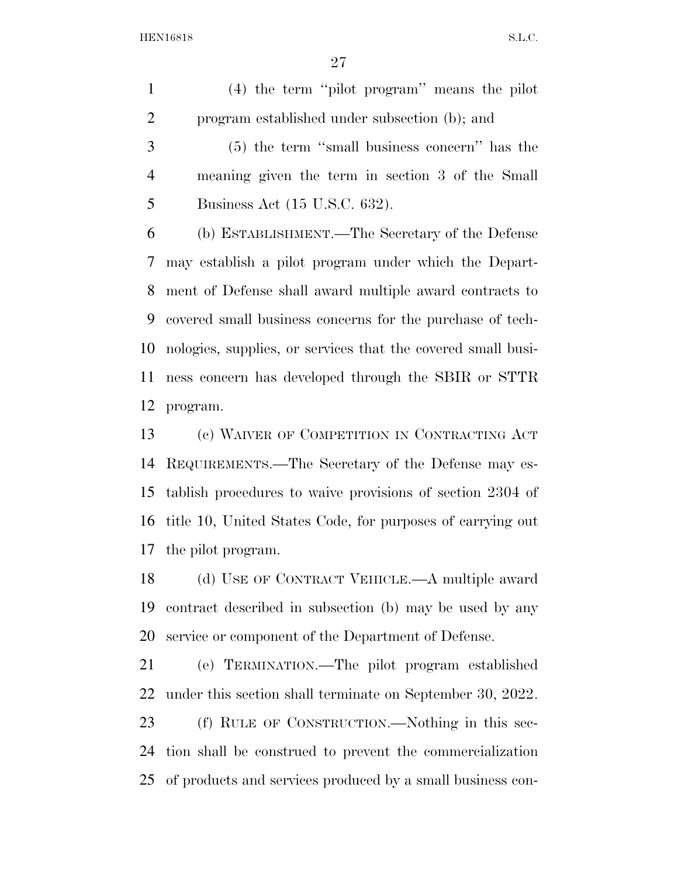(4) the term ''pilot program'' means the pilot program established under subsection (b); and

(5) the term ''small business concern'' has the meaning given the term in section 3 of the Small Business Act (15 U.S.C. 632).

(b) ESTABLISHMENT.—The Secretary of the Defense may establish a pilot program under which the Department of Defense shall award multiple award contracts to covered small business concerns for the purchase of technologies, supplies, or services that the covered small business concern has developed through the SBIR or STTR program.

(c) WAIVER OF COMPETITION IN CONTRACTING ACT REQUIREMENTS.—The Secretary of the Defense may establish procedures to waive provisions of section 2304 of title 10, United States Code, for purposes of carrying out the pilot program.

(d) USE OF CONTRACT VEHICLE.—A multiple award contract described in subsection (b) may be used by any service or component of the Department of Defense.

(e) TERMINATION.—The pilot program established under this section shall terminate on September 30, 2022.

(f) RULE OF CONSTRUCTION.—Nothing in this section shall be construed to prevent the commercialization of products and services produced by a small business con-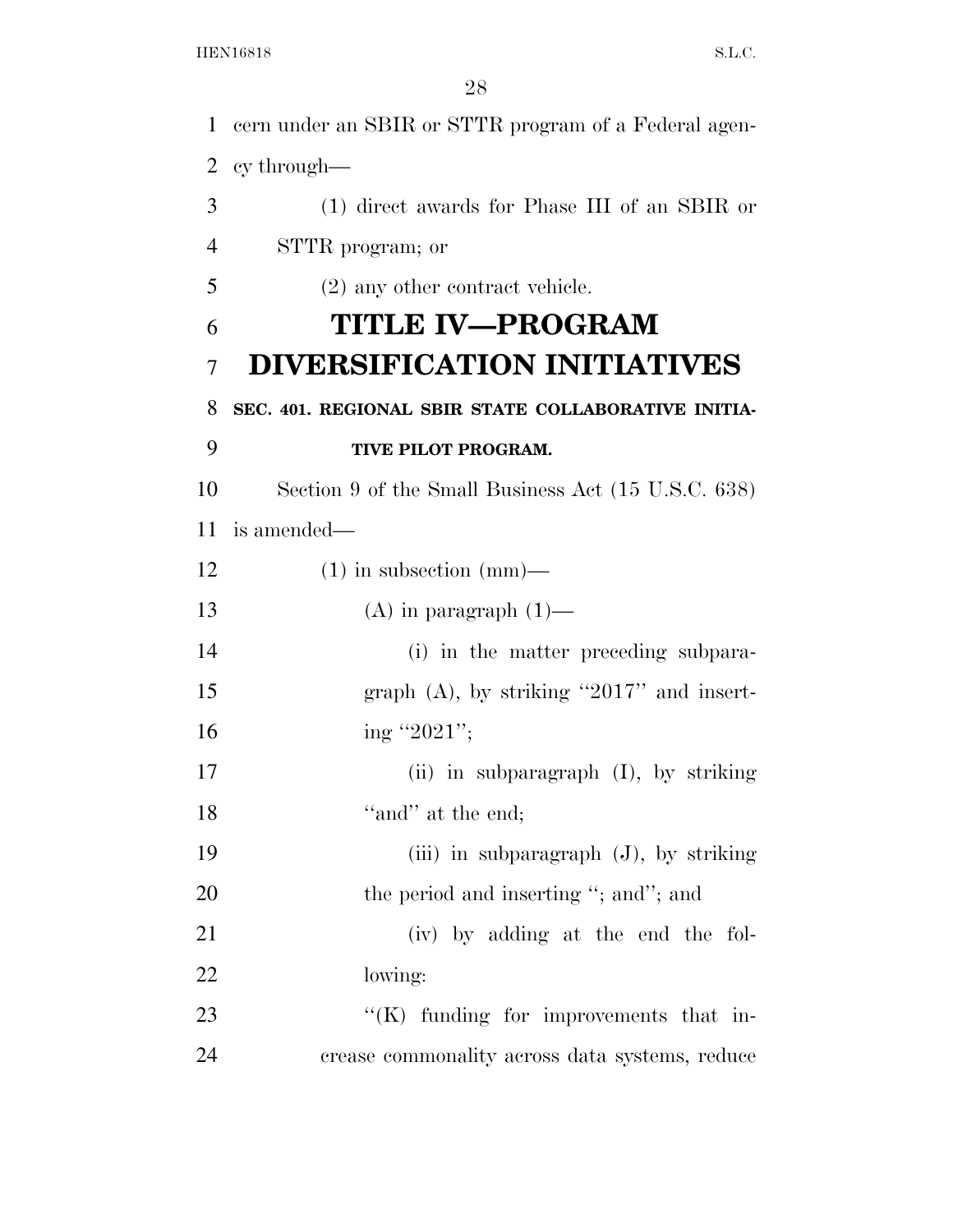cern under an SBIR or STTR program of a Federal agency through—

(1) direct awards for Phase III of an SBIR or STTR program; or

(2) any other contract vehicle.

# TITLE IV—PROGRAM DIVERSIFICATION INITIATIVES

### SEC. 401. REGIONAL SBIR STATE COLLABORATIVE INITIATIVE PILOT PROGRAM.

Section 9 of the Small Business Act (15 U.S.C. 638) is amended—

(1) in subsection (mm)—

(A) in paragraph (1)—

(i) in the matter preceding subparagraph (A), by striking "2017" and inserting "2021";

(ii) in subparagraph (I), by striking "and" at the end;

(iii) in subparagraph (J), by striking the period and inserting "; and"; and

(iv) by adding at the end the following:

"(K) funding for improvements that increase commonality across data systems, reduce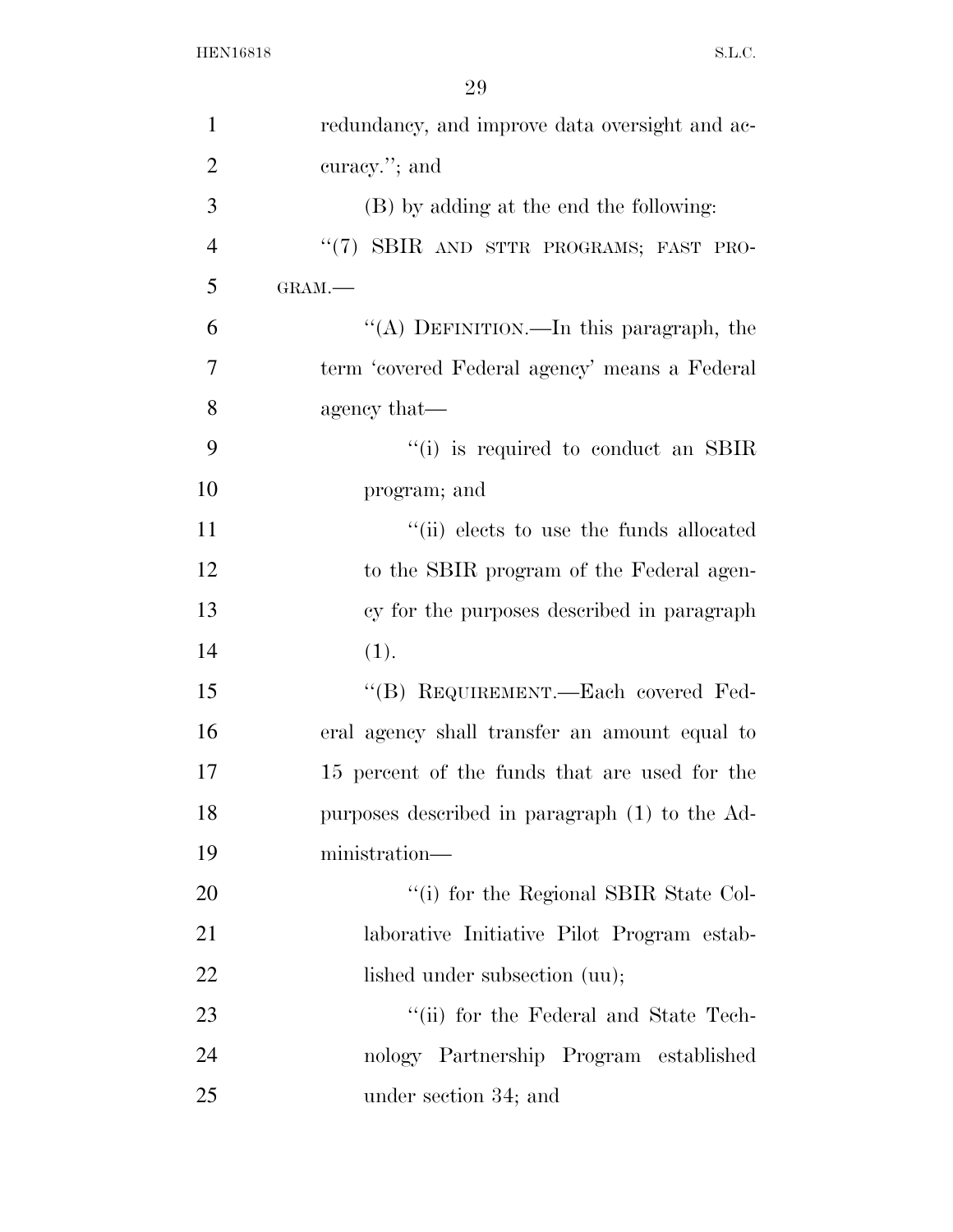redundancy, and improve data oversight and accuracy.''; and

(B) by adding at the end the following:

''(7) SBIR AND STTR PROGRAMS; FAST PROGRAM.—

''(A) DEFINITION.—In this paragraph, the term 'covered Federal agency' means a Federal agency that—

''(i) is required to conduct an SBIR program; and

''(ii) elects to use the funds allocated to the SBIR program of the Federal agency for the purposes described in paragraph (1).

''(B) REQUIREMENT.—Each covered Federal agency shall transfer an amount equal to 15 percent of the funds that are used for the purposes described in paragraph (1) to the Administration—

''(i) for the Regional SBIR State Collaborative Initiative Pilot Program established under subsection (uu);

''(ii) for the Federal and State Technology Partnership Program established under section 34; and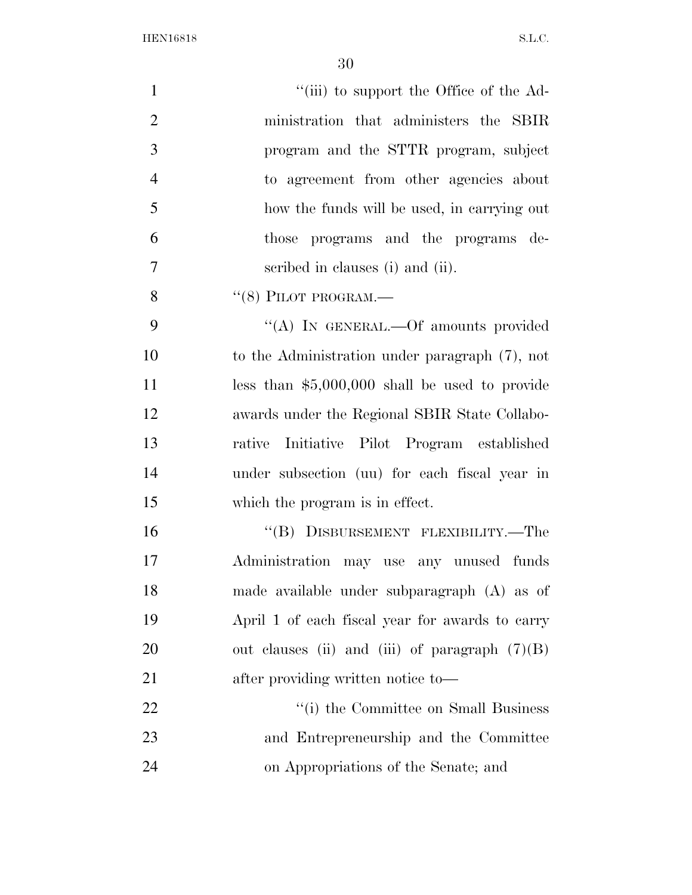"(iii) to support the Office of the Administration that administers the SBIR program and the STTR program, subject to agreement from other agencies about how the funds will be used, in carrying out those programs and the programs described in clauses (i) and (ii).

"(8) PILOT PROGRAM.—

"(A) IN GENERAL.—Of amounts provided to the Administration under paragraph (7), not less than $5,000,000 shall be used to provide awards under the Regional SBIR State Collaborative Initiative Pilot Program established under subsection (uu) for each fiscal year in which the program is in effect.

"(B) DISBURSEMENT FLEXIBILITY.—The Administration may use any unused funds made available under subparagraph (A) as of April 1 of each fiscal year for awards to carry out clauses (ii) and (iii) of paragraph (7)(B) after providing written notice to—

"(i) the Committee on Small Business and Entrepreneurship and the Committee on Appropriations of the Senate; and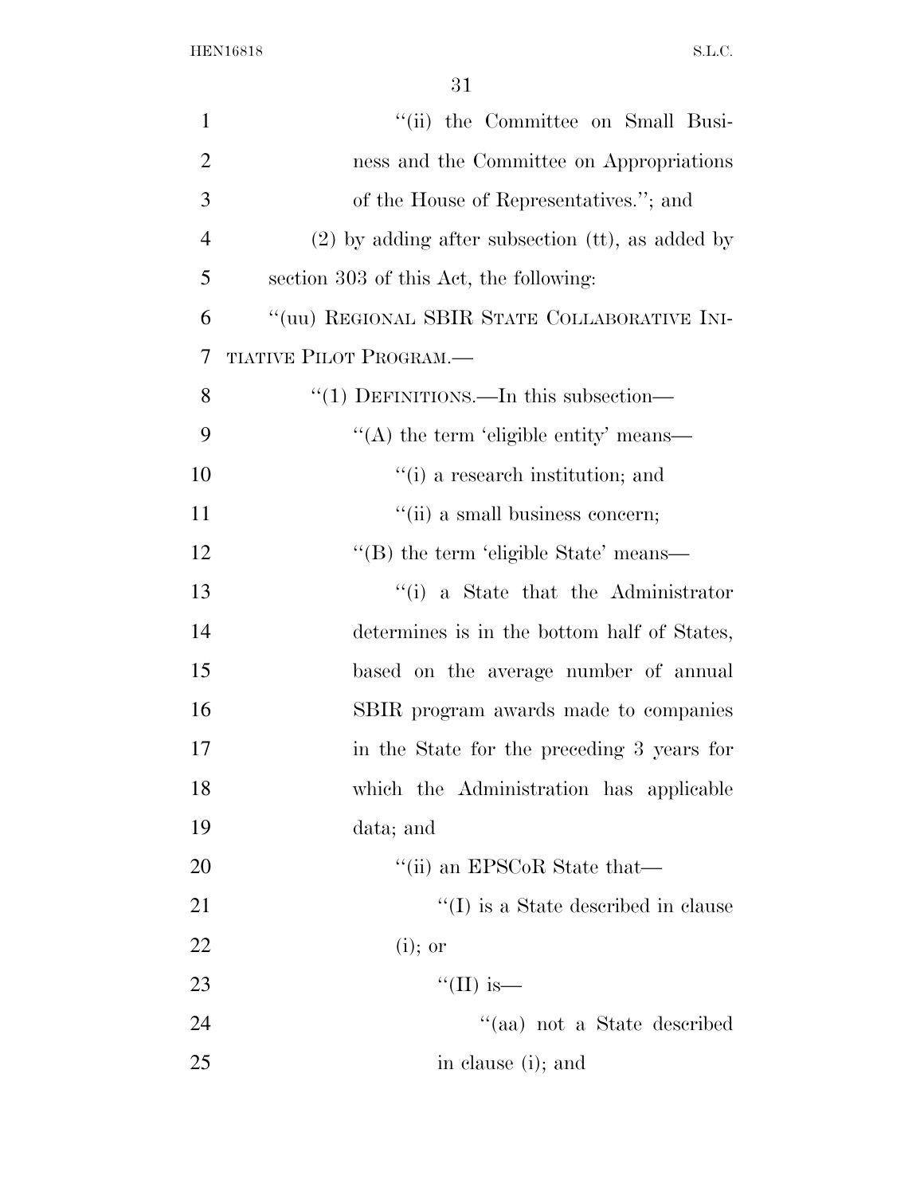"(ii) the Committee on Small Business and the Committee on Appropriations of the House of Representatives."; and

(2) by adding after subsection (tt), as added by section 303 of this Act, the following:

"(uu) REGIONAL SBIR STATE COLLABORATIVE INITIATIVE PILOT PROGRAM.—

"(1) DEFINITIONS.—In this subsection—

"(A) the term 'eligible entity' means—

"(i) a research institution; and

"(ii) a small business concern;

"(B) the term 'eligible State' means—

"(i) a State that the Administrator determines is in the bottom half of States, based on the average number of annual SBIR program awards made to companies in the State for the preceding 3 years for which the Administration has applicable data; and

"(ii) an EPSCoR State that—

"(I) is a State described in clause (i); or

"(II) is—

"(aa) not a State described in clause (i); and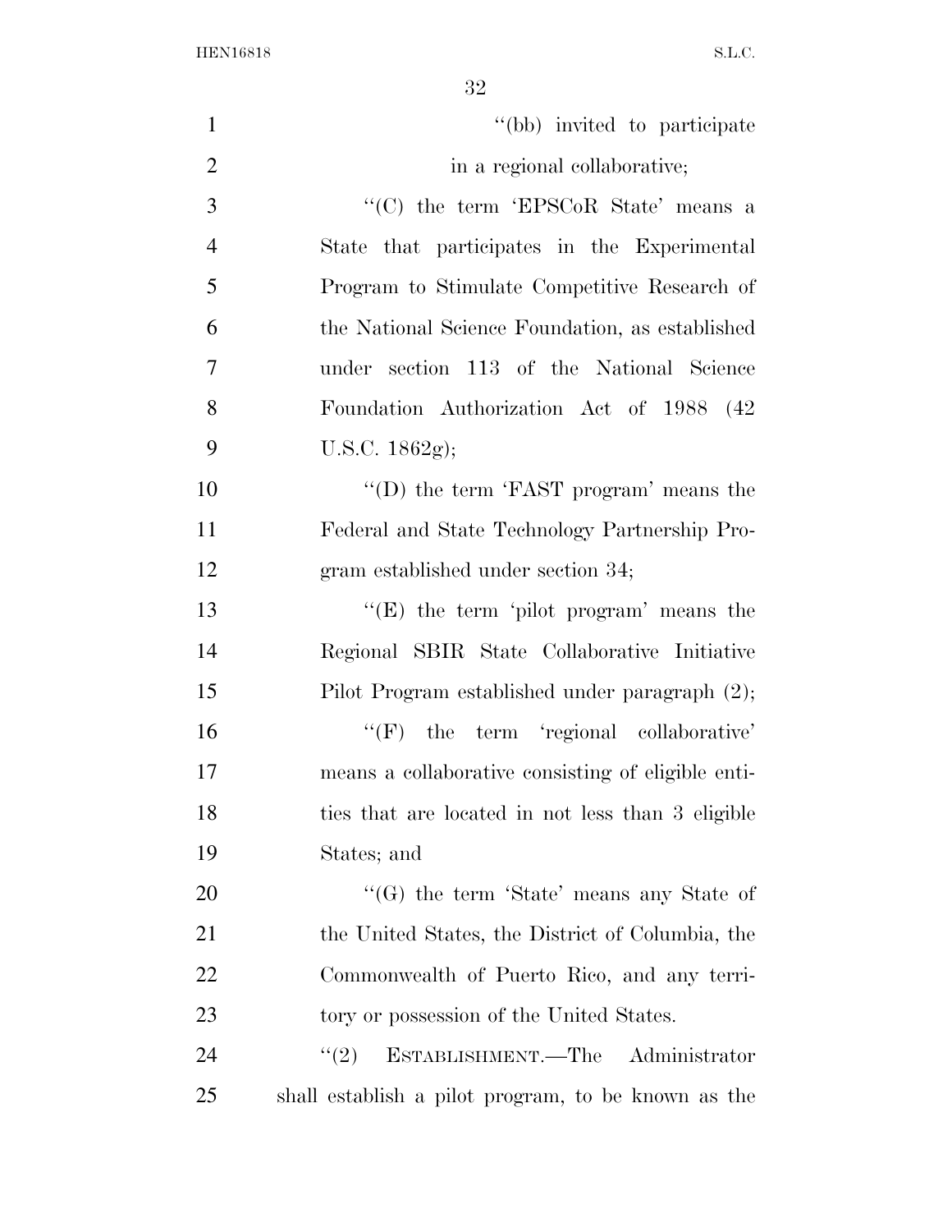"(bb) invited to participate in a regional collaborative;

"(C) the term 'EPSCoR State' means a State that participates in the Experimental Program to Stimulate Competitive Research of the National Science Foundation, as established under section 113 of the National Science Foundation Authorization Act of 1988 (42 U.S.C. 1862g);

"(D) the term 'FAST program' means the Federal and State Technology Partnership Program established under section 34;

"(E) the term 'pilot program' means the Regional SBIR State Collaborative Initiative Pilot Program established under paragraph (2);

"(F) the term 'regional collaborative' means a collaborative consisting of eligible entities that are located in not less than 3 eligible States; and

"(G) the term 'State' means any State of the United States, the District of Columbia, the Commonwealth of Puerto Rico, and any territory or possession of the United States.

"(2) ESTABLISHMENT.—The Administrator shall establish a pilot program, to be known as the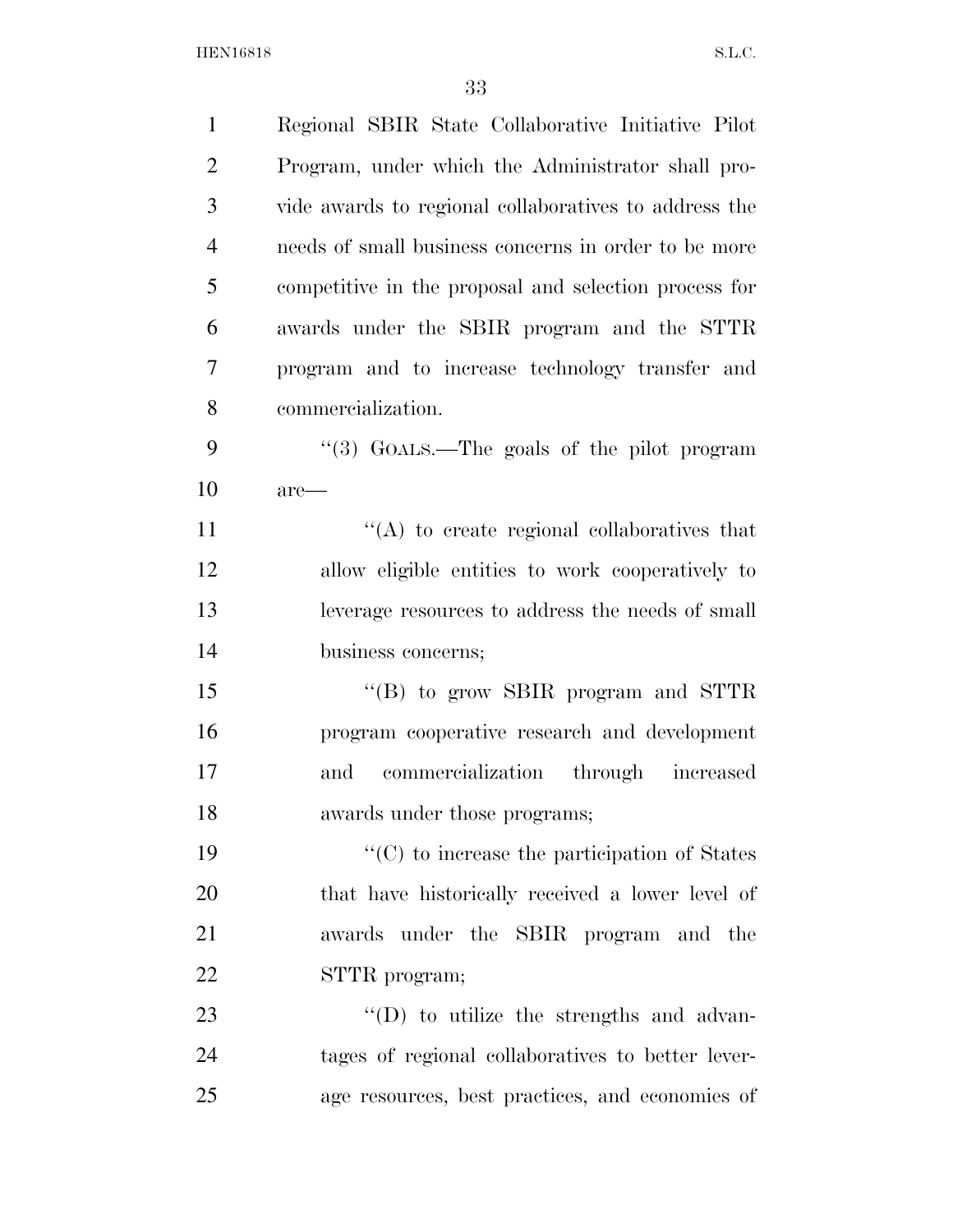Regional SBIR State Collaborative Initiative Pilot Program, under which the Administrator shall provide awards to regional collaboratives to address the needs of small business concerns in order to be more competitive in the proposal and selection process for awards under the SBIR program and the STTR program and to increase technology transfer and commercialization.

"(3) GOALS.—The goals of the pilot program are—

"(A) to create regional collaboratives that allow eligible entities to work cooperatively to leverage resources to address the needs of small business concerns;

"(B) to grow SBIR program and STTR program cooperative research and development and commercialization through increased awards under those programs;

"(C) to increase the participation of States that have historically received a lower level of awards under the SBIR program and the STTR program;

"(D) to utilize the strengths and advantages of regional collaboratives to better leverage resources, best practices, and economies of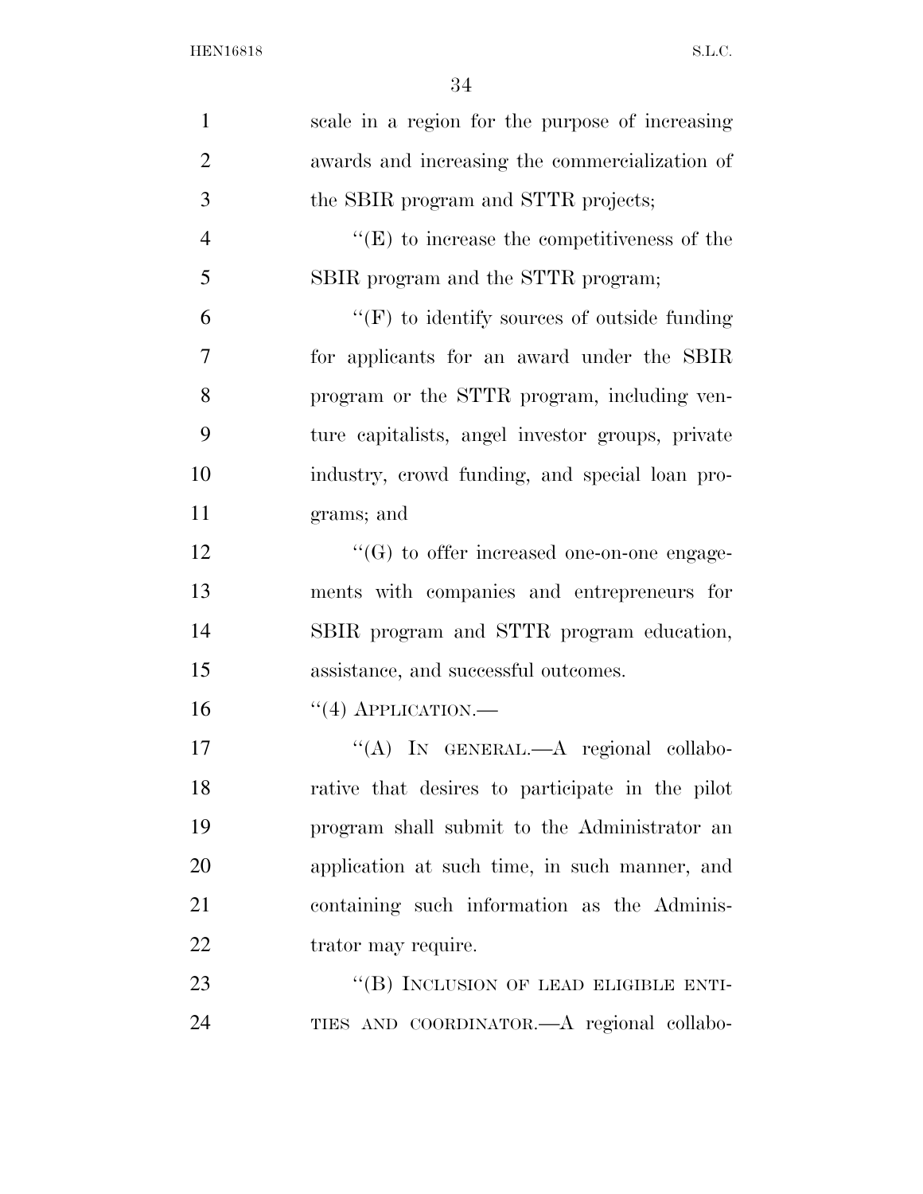scale in a region for the purpose of increasing awards and increasing the commercialization of the SBIR program and STTR projects;

''(E) to increase the competitiveness of the SBIR program and the STTR program;

''(F) to identify sources of outside funding for applicants for an award under the SBIR program or the STTR program, including venture capitalists, angel investor groups, private industry, crowd funding, and special loan programs; and

''(G) to offer increased one-on-one engagements with companies and entrepreneurs for SBIR program and STTR program education, assistance, and successful outcomes.

''(4) APPLICATION.—

''(A) IN GENERAL.—A regional collaborative that desires to participate in the pilot program shall submit to the Administrator an application at such time, in such manner, and containing such information as the Administrator may require.

''(B) INCLUSION OF LEAD ELIGIBLE ENTITIES AND COORDINATOR.—A regional collabo-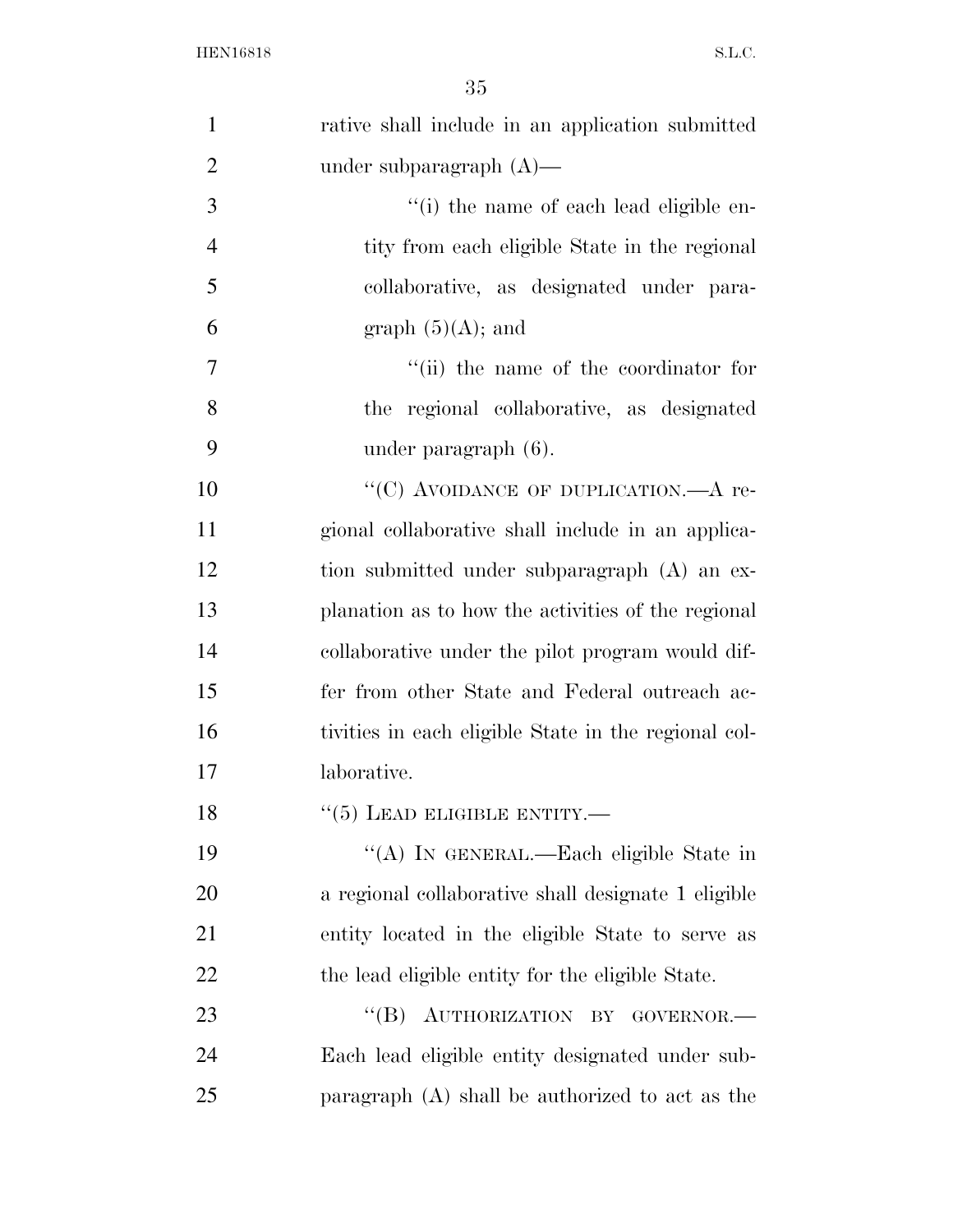rative shall include in an application submitted under subparagraph (A)—

"(i) the name of each lead eligible entity from each eligible State in the regional collaborative, as designated under paragraph (5)(A); and

"(ii) the name of the coordinator for the regional collaborative, as designated under paragraph (6).

"(C) AVOIDANCE OF DUPLICATION.—A regional collaborative shall include in an application submitted under subparagraph (A) an explanation as to how the activities of the regional collaborative under the pilot program would differ from other State and Federal outreach activities in each eligible State in the regional collaborative.

"(5) LEAD ELIGIBLE ENTITY.—

"(A) IN GENERAL.—Each eligible State in a regional collaborative shall designate 1 eligible entity located in the eligible State to serve as the lead eligible entity for the eligible State.

"(B) AUTHORIZATION BY GOVERNOR.— Each lead eligible entity designated under subparagraph (A) shall be authorized to act as the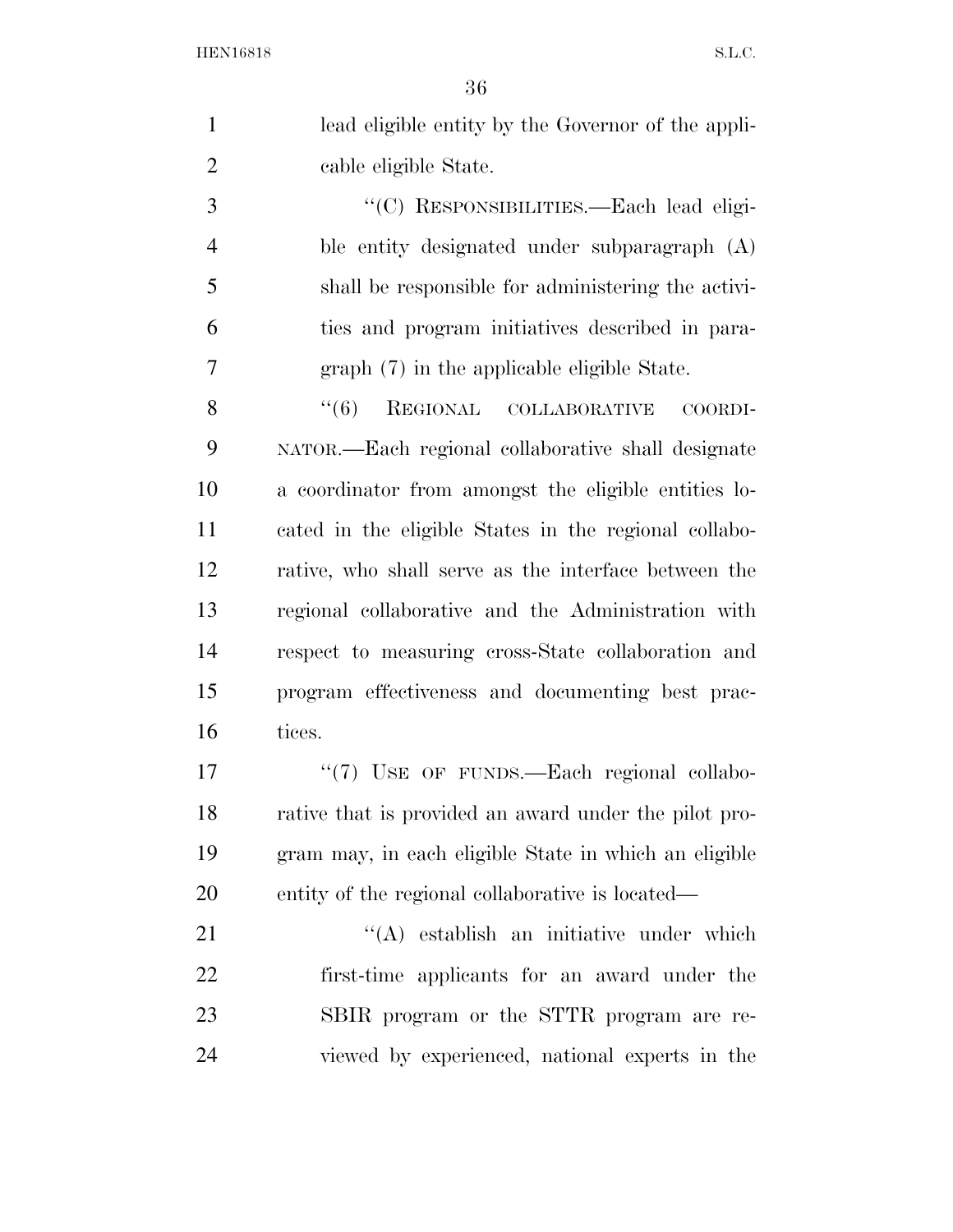lead eligible entity by the Governor of the applicable eligible State.

''(C) RESPONSIBILITIES.—Each lead eligible entity designated under subparagraph (A) shall be responsible for administering the activities and program initiatives described in paragraph (7) in the applicable eligible State.

''(6) REGIONAL COLLABORATIVE COORDINATOR.—Each regional collaborative shall designate a coordinator from amongst the eligible entities located in the eligible States in the regional collaborative, who shall serve as the interface between the regional collaborative and the Administration with respect to measuring cross-State collaboration and program effectiveness and documenting best practices.

''(7) USE OF FUNDS.—Each regional collaborative that is provided an award under the pilot program may, in each eligible State in which an eligible entity of the regional collaborative is located—

''(A) establish an initiative under which first-time applicants for an award under the SBIR program or the STTR program are reviewed by experienced, national experts in the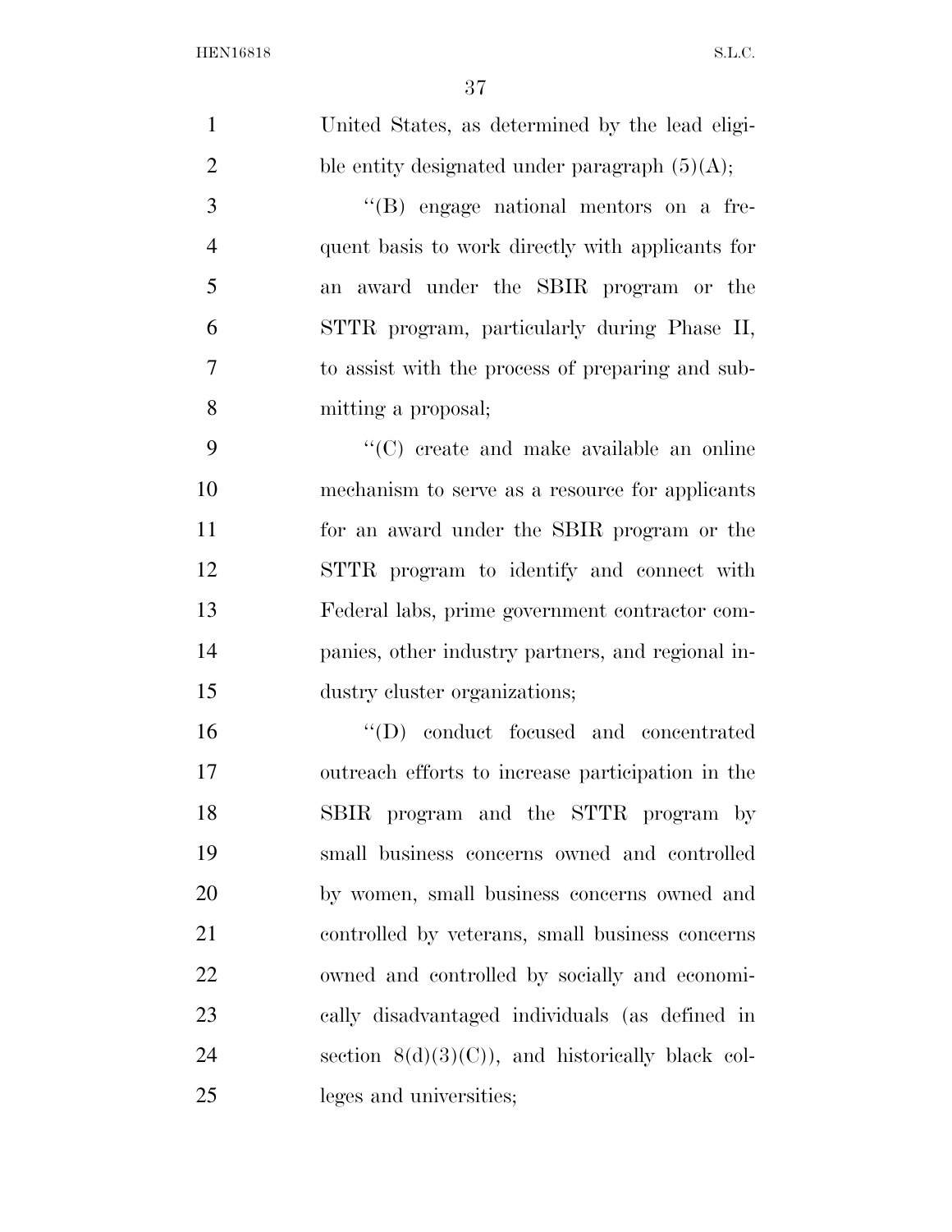United States, as determined by the lead eligible entity designated under paragraph (5)(A);

''(B) engage national mentors on a frequent basis to work directly with applicants for an award under the SBIR program or the STTR program, particularly during Phase II, to assist with the process of preparing and submitting a proposal;

''(C) create and make available an online mechanism to serve as a resource for applicants for an award under the SBIR program or the STTR program to identify and connect with Federal labs, prime government contractor companies, other industry partners, and regional industry cluster organizations;

''(D) conduct focused and concentrated outreach efforts to increase participation in the SBIR program and the STTR program by small business concerns owned and controlled by women, small business concerns owned and controlled by veterans, small business concerns owned and controlled by socially and economically disadvantaged individuals (as defined in section 8(d)(3)(C)), and historically black colleges and universities;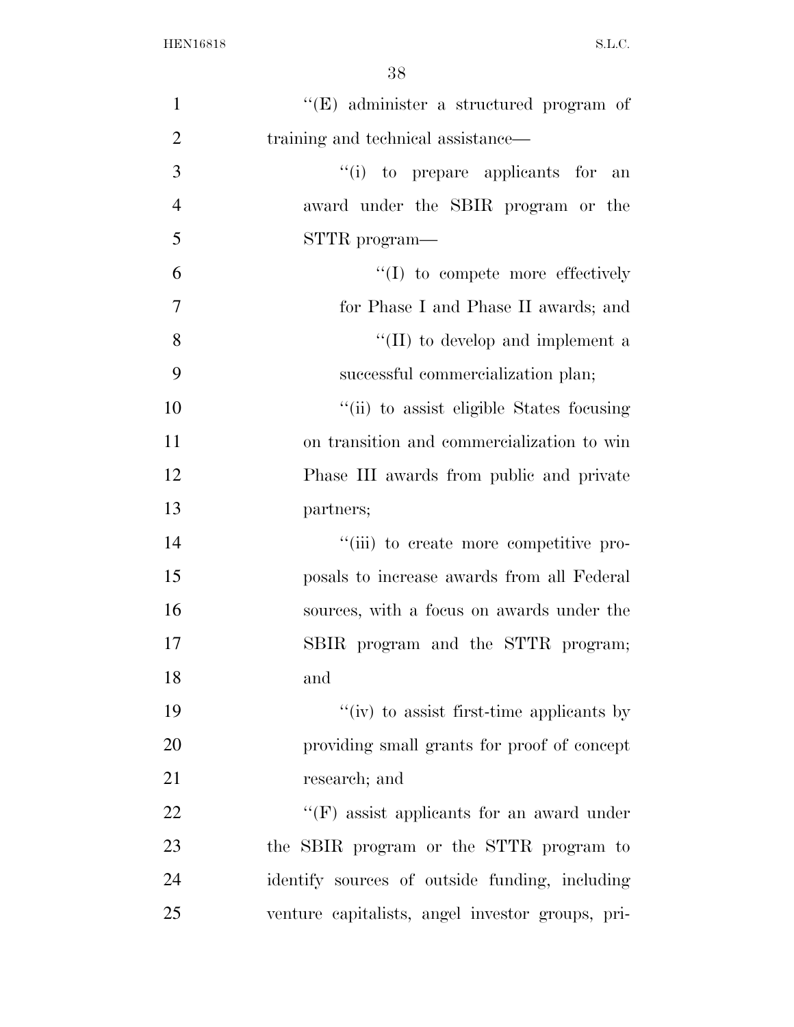''(E) administer a structured program of training and technical assistance—

''(i) to prepare applicants for an award under the SBIR program or the STTR program—

''(I) to compete more effectively for Phase I and Phase II awards; and

''(II) to develop and implement a successful commercialization plan;

''(ii) to assist eligible States focusing on transition and commercialization to win Phase III awards from public and private partners;

''(iii) to create more competitive proposals to increase awards from all Federal sources, with a focus on awards under the SBIR program and the STTR program; and

''(iv) to assist first-time applicants by providing small grants for proof of concept research; and

''(F) assist applicants for an award under the SBIR program or the STTR program to identify sources of outside funding, including venture capitalists, angel investor groups, pri-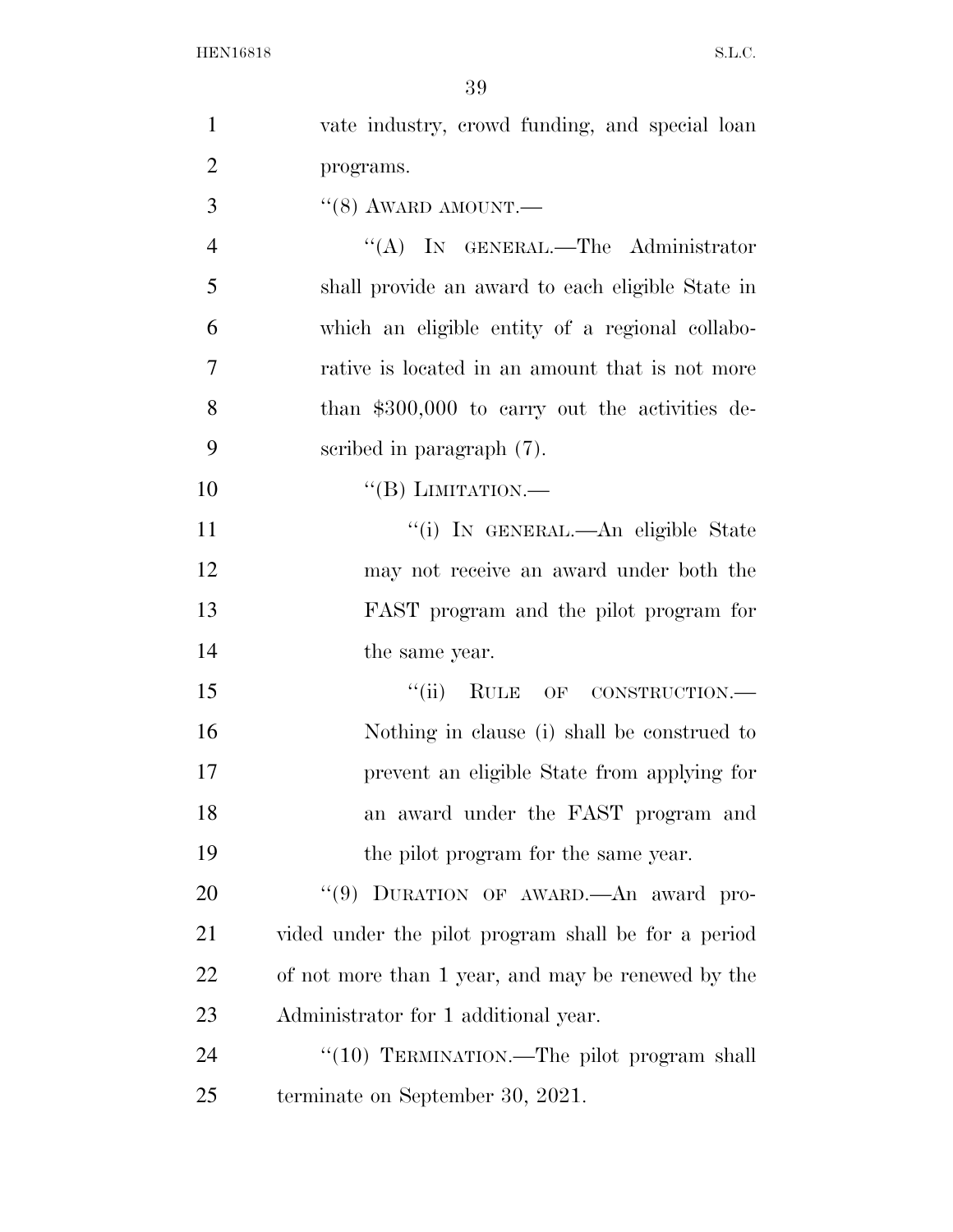vate industry, crowd funding, and special loan programs.

"(8) AWARD AMOUNT.—

"(A) IN GENERAL.—The Administrator shall provide an award to each eligible State in which an eligible entity of a regional collaborative is located in an amount that is not more than $300,000 to carry out the activities described in paragraph (7).

"(B) LIMITATION.—

"(i) IN GENERAL.—An eligible State may not receive an award under both the FAST program and the pilot program for the same year.

"(ii) RULE OF CONSTRUCTION.—Nothing in clause (i) shall be construed to prevent an eligible State from applying for an award under the FAST program and the pilot program for the same year.

"(9) DURATION OF AWARD.—An award provided under the pilot program shall be for a period of not more than 1 year, and may be renewed by the Administrator for 1 additional year.

"(10) TERMINATION.—The pilot program shall terminate on September 30, 2021.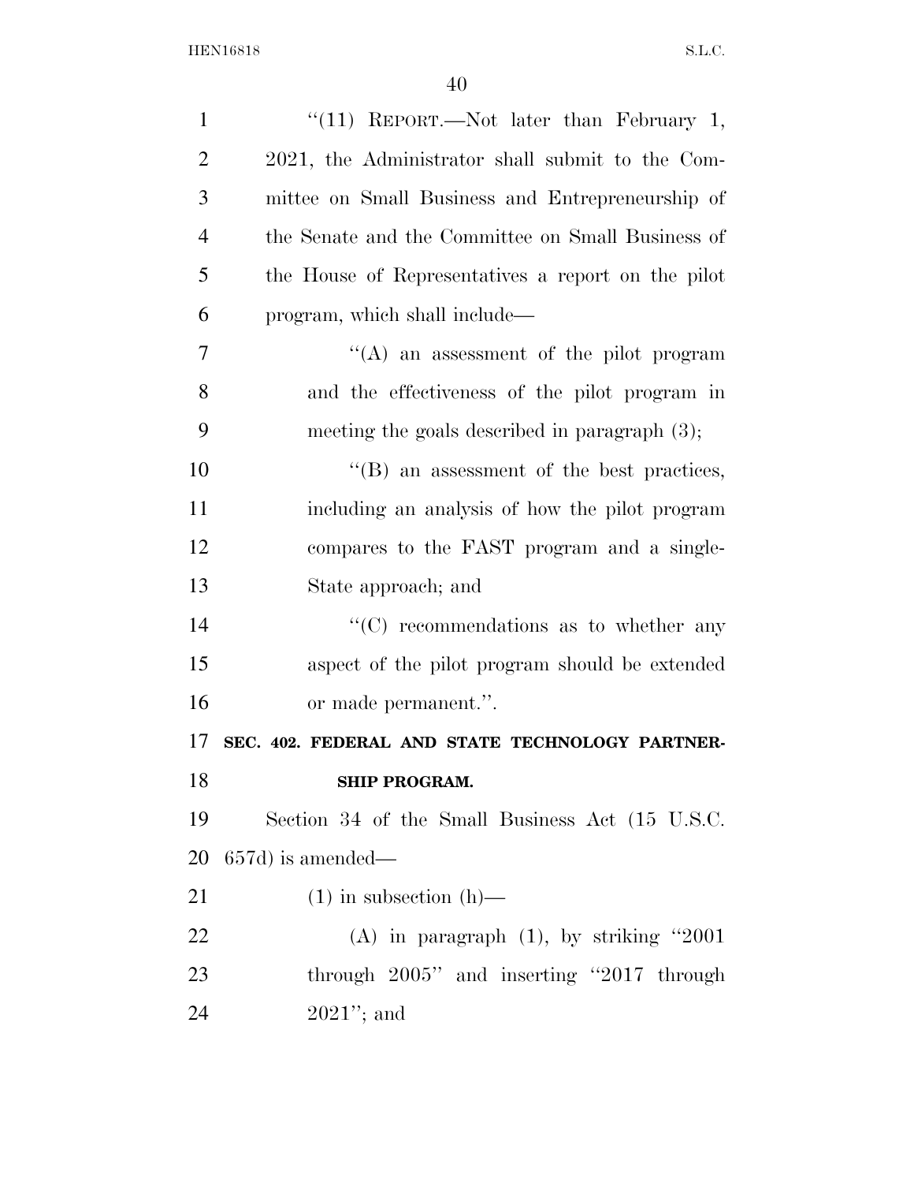"(11) REPORT.—Not later than February 1, 2021, the Administrator shall submit to the Committee on Small Business and Entrepreneurship of the Senate and the Committee on Small Business of the House of Representatives a report on the pilot program, which shall include—

"(A) an assessment of the pilot program and the effectiveness of the pilot program in meeting the goals described in paragraph (3);

"(B) an assessment of the best practices, including an analysis of how the pilot program compares to the FAST program and a single-State approach; and

"(C) recommendations as to whether any aspect of the pilot program should be extended or made permanent.".

**SEC. 402. FEDERAL AND STATE TECHNOLOGY PARTNERSHIP PROGRAM.**

Section 34 of the Small Business Act (15 U.S.C. 657d) is amended—

(1) in subsection (h)—

(A) in paragraph (1), by striking "2001 through 2005" and inserting "2017 through 2021"; and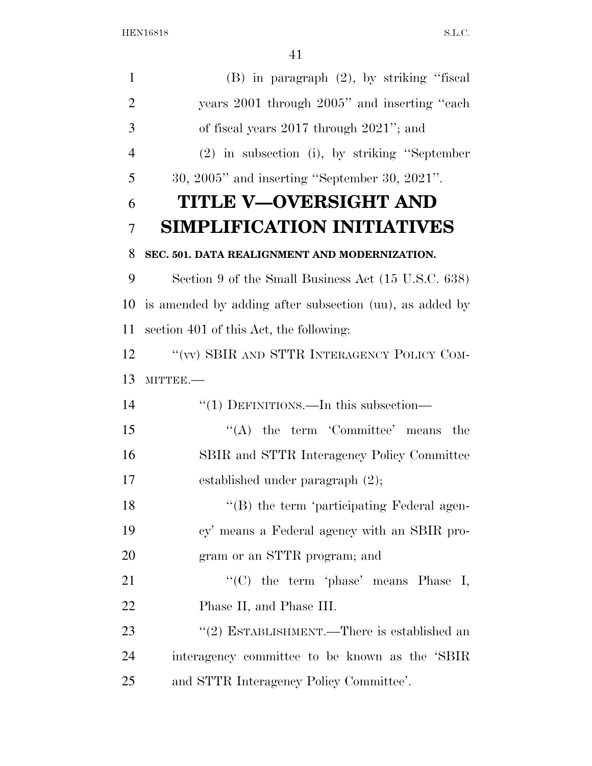(B) in paragraph (2), by striking ''fiscal years 2001 through 2005'' and inserting ''each of fiscal years 2017 through 2021''; and

(2) in subsection (i), by striking ''September 30, 2005'' and inserting ''September 30, 2021''.

# TITLE V—OVERSIGHT AND SIMPLIFICATION INITIATIVES

**SEC. 501. DATA REALIGNMENT AND MODERNIZATION.**

Section 9 of the Small Business Act (15 U.S.C. 638) is amended by adding after subsection (uu), as added by section 401 of this Act, the following:

''(vv) SBIR AND STTR INTERAGENCY POLICY COMMITTEE.—

''(1) DEFINITIONS.—In this subsection—

''(A) the term 'Committee' means the SBIR and STTR Interagency Policy Committee established under paragraph (2);

''(B) the term 'participating Federal agency' means a Federal agency with an SBIR program or an STTR program; and

''(C) the term 'phase' means Phase I, Phase II, and Phase III.

''(2) ESTABLISHMENT.—There is established an interagency committee to be known as the 'SBIR and STTR Interagency Policy Committee'.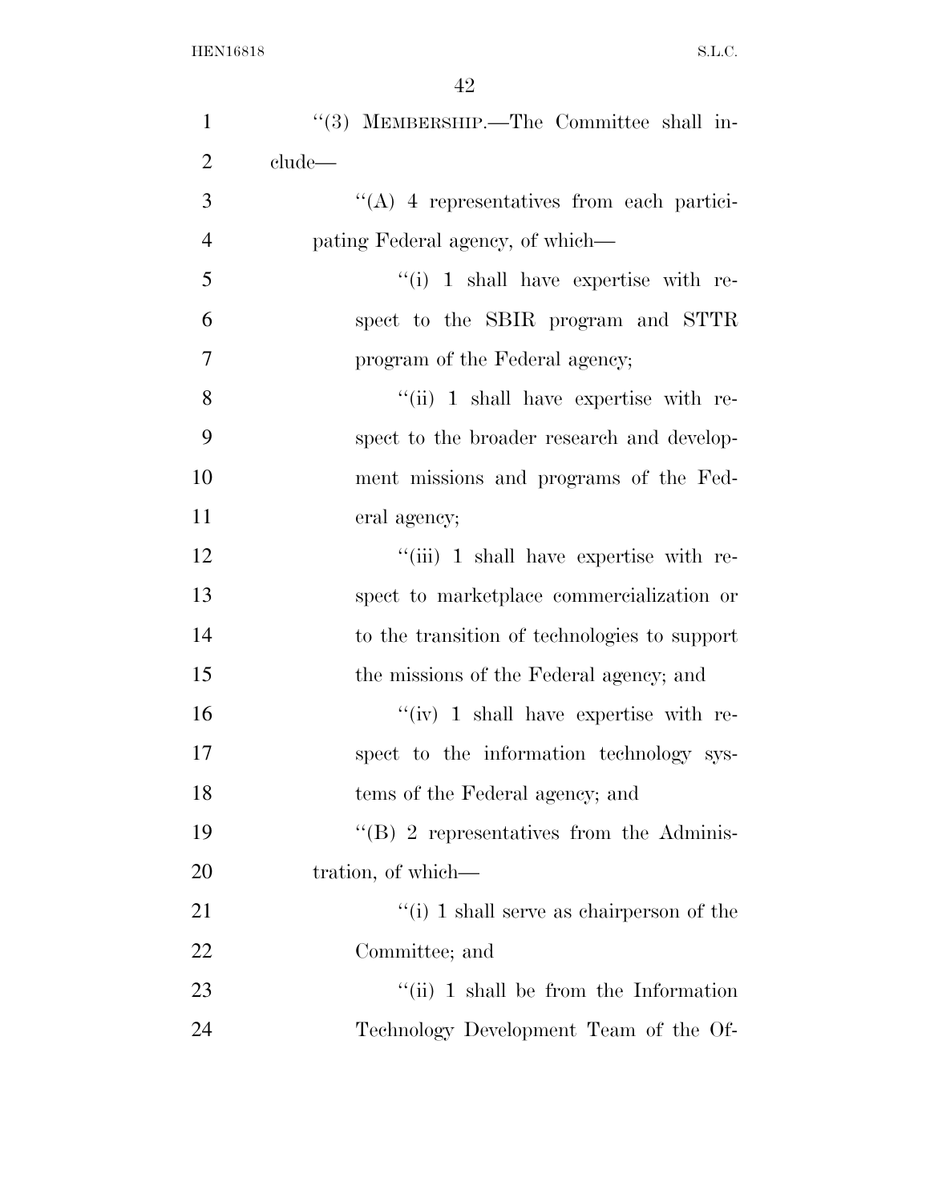''(3) MEMBERSHIP.—The Committee shall include—

''(A) 4 representatives from each participating Federal agency, of which—

''(i) 1 shall have expertise with respect to the SBIR program and STTR program of the Federal agency;

''(ii) 1 shall have expertise with respect to the broader research and development missions and programs of the Federal agency;

''(iii) 1 shall have expertise with respect to marketplace commercialization or to the transition of technologies to support the missions of the Federal agency; and

''(iv) 1 shall have expertise with respect to the information technology systems of the Federal agency; and

''(B) 2 representatives from the Administration, of which—

''(i) 1 shall serve as chairperson of the Committee; and

''(ii) 1 shall be from the Information Technology Development Team of the Of-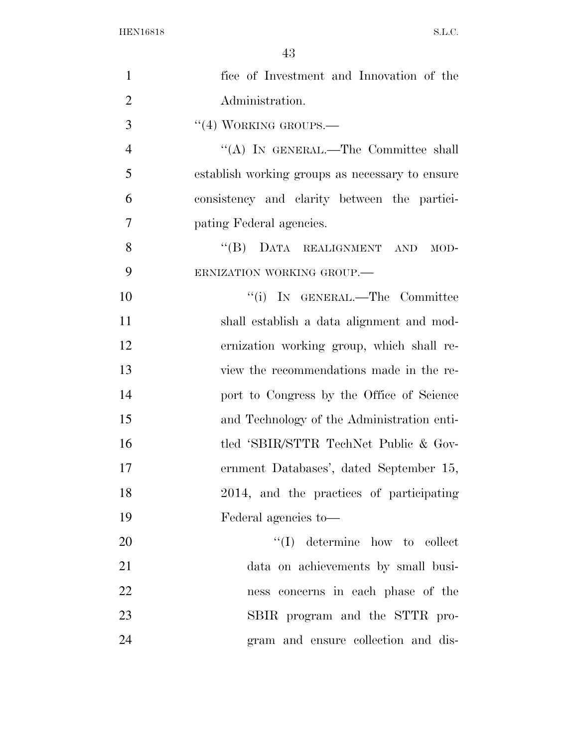fice of Investment and Innovation of the Administration.

''(4) WORKING GROUPS.—

''(A) IN GENERAL.—The Committee shall establish working groups as necessary to ensure consistency and clarity between the participating Federal agencies.

''(B) DATA REALIGNMENT AND MODERNIZATION WORKING GROUP.—

''(i) IN GENERAL.—The Committee shall establish a data alignment and modernization working group, which shall review the recommendations made in the report to Congress by the Office of Science and Technology of the Administration entitled 'SBIR/STTR TechNet Public & Government Databases', dated September 15, 2014, and the practices of participating Federal agencies to—

''(I) determine how to collect data on achievements by small business concerns in each phase of the SBIR program and the STTR program and ensure collection and dis-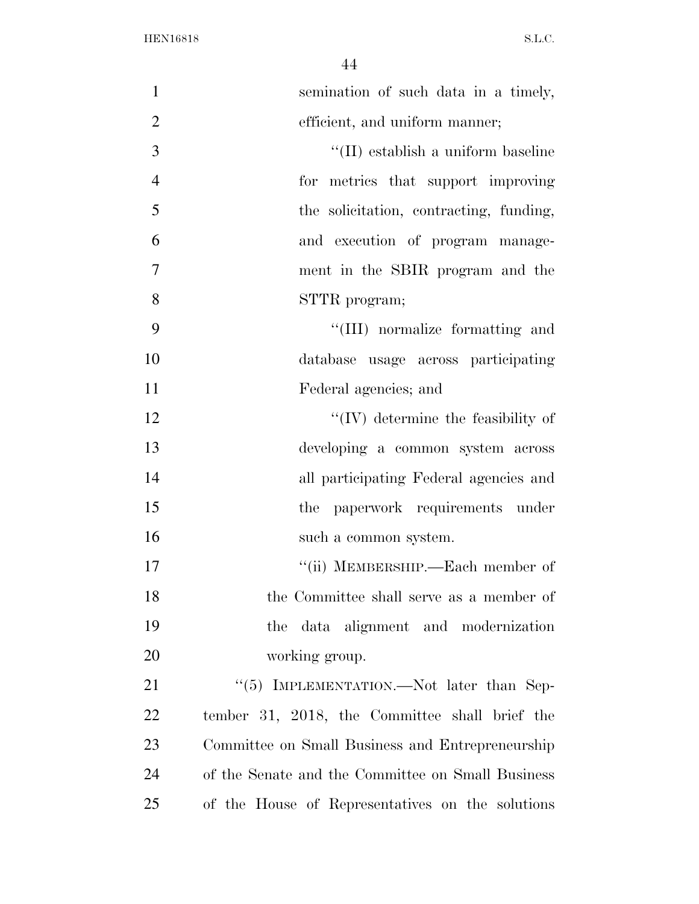semination of such data in a timely, efficient, and uniform manner;

"(II) establish a uniform baseline for metrics that support improving the solicitation, contracting, funding, and execution of program management in the SBIR program and the STTR program;

"(III) normalize formatting and database usage across participating Federal agencies; and

"(IV) determine the feasibility of developing a common system across all participating Federal agencies and the paperwork requirements under such a common system.

"(ii) MEMBERSHIP.—Each member of the Committee shall serve as a member of the data alignment and modernization working group.

"(5) IMPLEMENTATION.—Not later than September 31, 2018, the Committee shall brief the Committee on Small Business and Entrepreneurship of the Senate and the Committee on Small Business of the House of Representatives on the solutions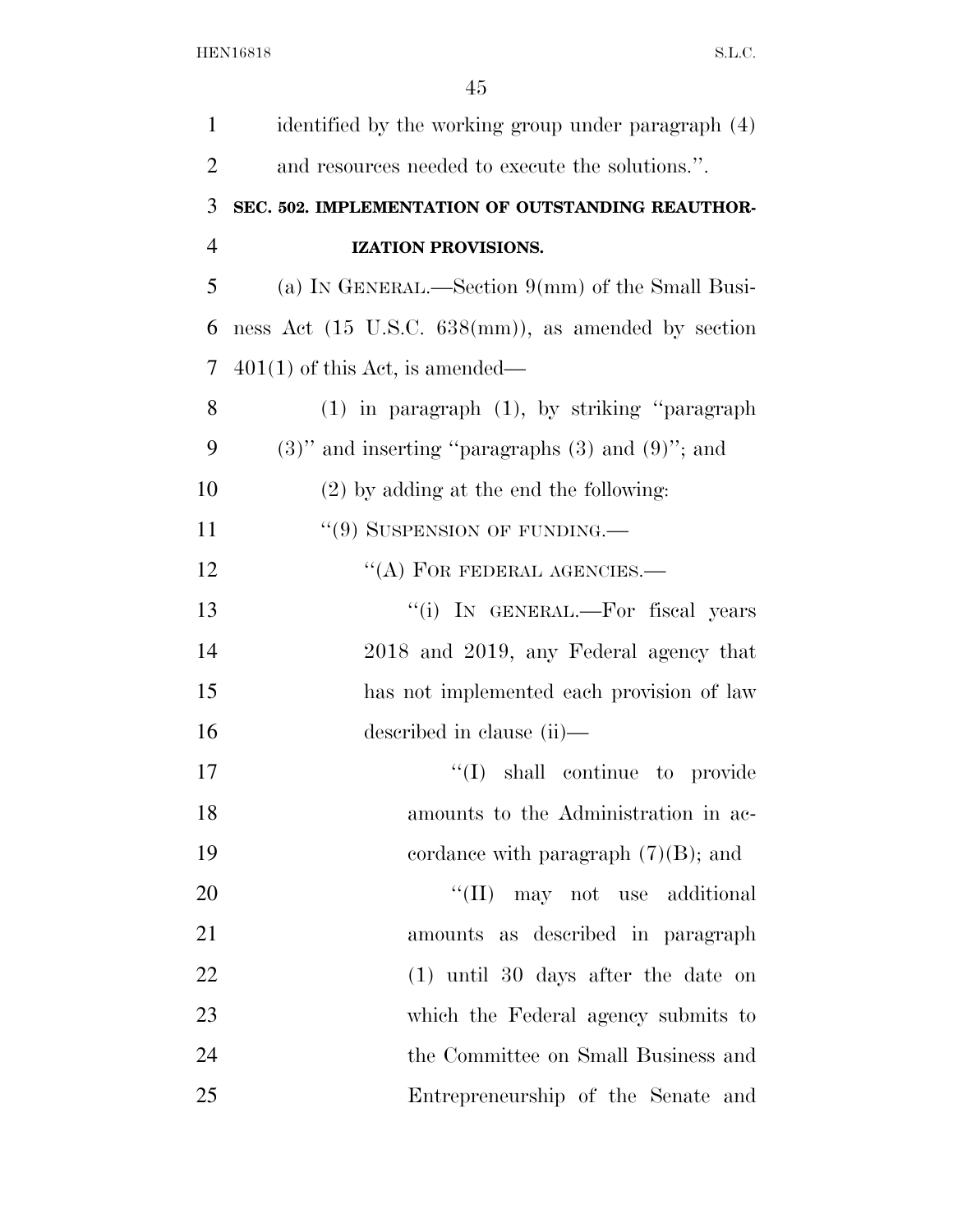identified by the working group under paragraph (4) and resources needed to execute the solutions.''.

**SEC. 502. IMPLEMENTATION OF OUTSTANDING REAUTHORIZATION PROVISIONS.**

(a) IN GENERAL.—Section 9(mm) of the Small Business Act (15 U.S.C. 638(mm)), as amended by section 401(1) of this Act, is amended—

(1) in paragraph (1), by striking ''paragraph (3)'' and inserting ''paragraphs (3) and (9)''; and

(2) by adding at the end the following:

''(9) SUSPENSION OF FUNDING.—

''(A) FOR FEDERAL AGENCIES.—

''(i) IN GENERAL.—For fiscal years 2018 and 2019, any Federal agency that has not implemented each provision of law described in clause (ii)—

''(I) shall continue to provide amounts to the Administration in accordance with paragraph (7)(B); and

''(II) may not use additional amounts as described in paragraph (1) until 30 days after the date on which the Federal agency submits to the Committee on Small Business and Entrepreneurship of the Senate and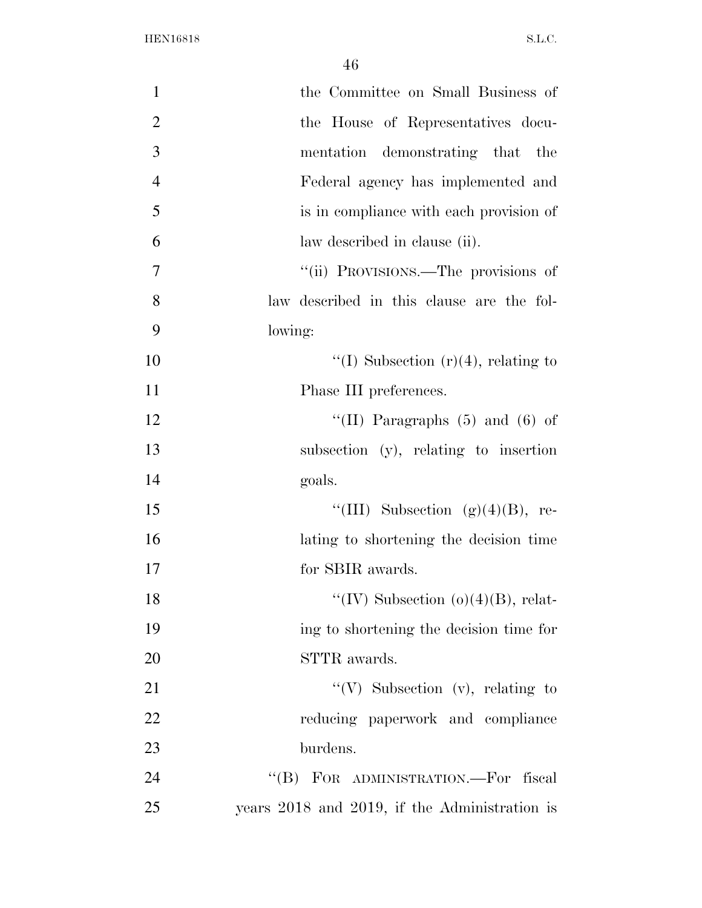the Committee on Small Business of the House of Representatives documentation demonstrating that the Federal agency has implemented and is in compliance with each provision of law described in clause (ii).

''(ii) PROVISIONS.—The provisions of law described in this clause are the following:

''(I) Subsection (r)(4), relating to Phase III preferences.

''(II) Paragraphs (5) and (6) of subsection (y), relating to insertion goals.

''(III) Subsection (g)(4)(B), relating to shortening the decision time for SBIR awards.

''(IV) Subsection (o)(4)(B), relating to shortening the decision time for STTR awards.

''(V) Subsection (v), relating to reducing paperwork and compliance burdens.

''(B) FOR ADMINISTRATION.—For fiscal years 2018 and 2019, if the Administration is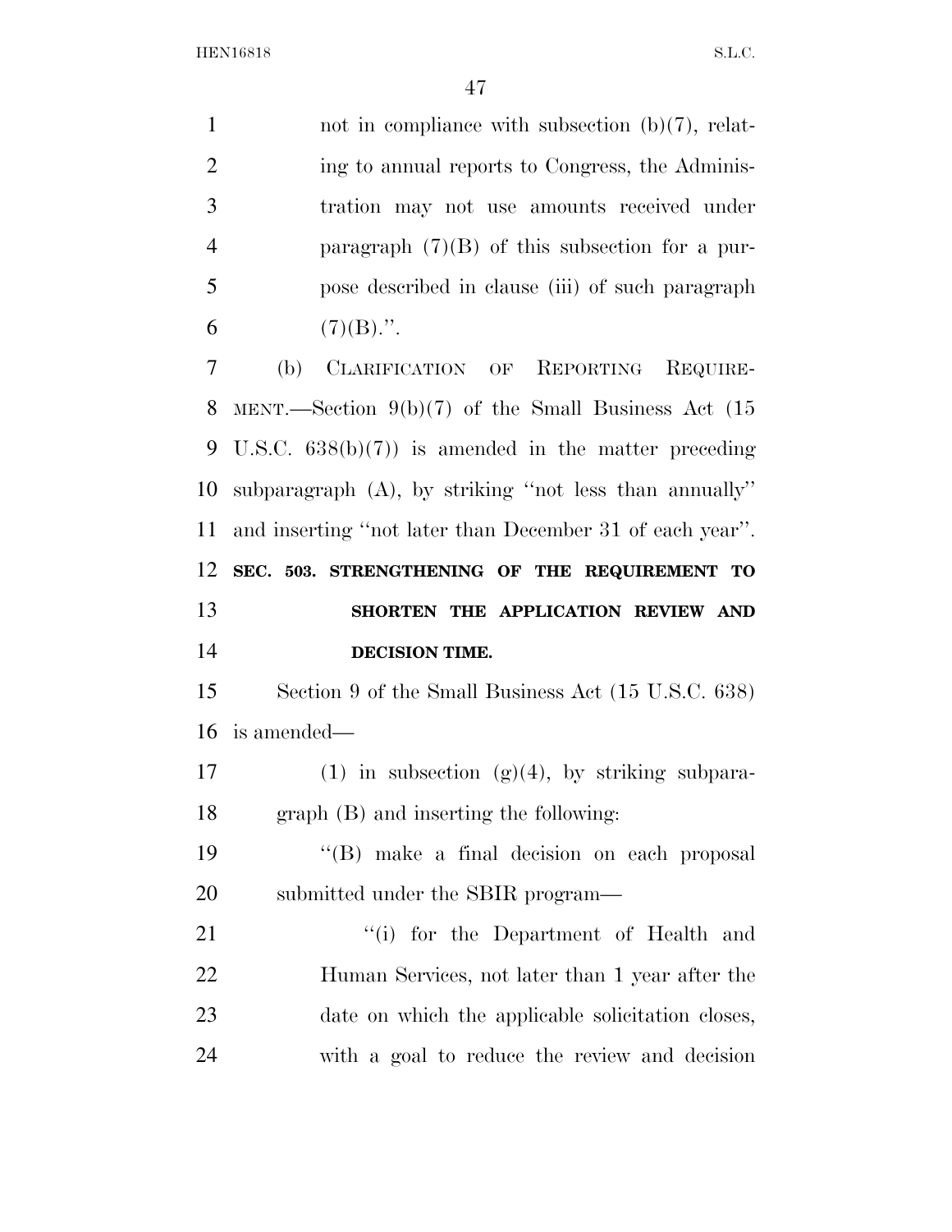not in compliance with subsection (b)(7), relating to annual reports to Congress, the Administration may not use amounts received under paragraph (7)(B) of this subsection for a purpose described in clause (iii) of such paragraph (7)(B).''.

(b) CLARIFICATION OF REPORTING REQUIREMENT.—Section 9(b)(7) of the Small Business Act (15 U.S.C. 638(b)(7)) is amended in the matter preceding subparagraph (A), by striking ''not less than annually'' and inserting ''not later than December 31 of each year''.

**SEC. 503. STRENGTHENING OF THE REQUIREMENT TO SHORTEN THE APPLICATION REVIEW AND DECISION TIME.**

Section 9 of the Small Business Act (15 U.S.C. 638) is amended—

(1) in subsection (g)(4), by striking subparagraph (B) and inserting the following:

''(B) make a final decision on each proposal submitted under the SBIR program—

''(i) for the Department of Health and Human Services, not later than 1 year after the date on which the applicable solicitation closes, with a goal to reduce the review and decision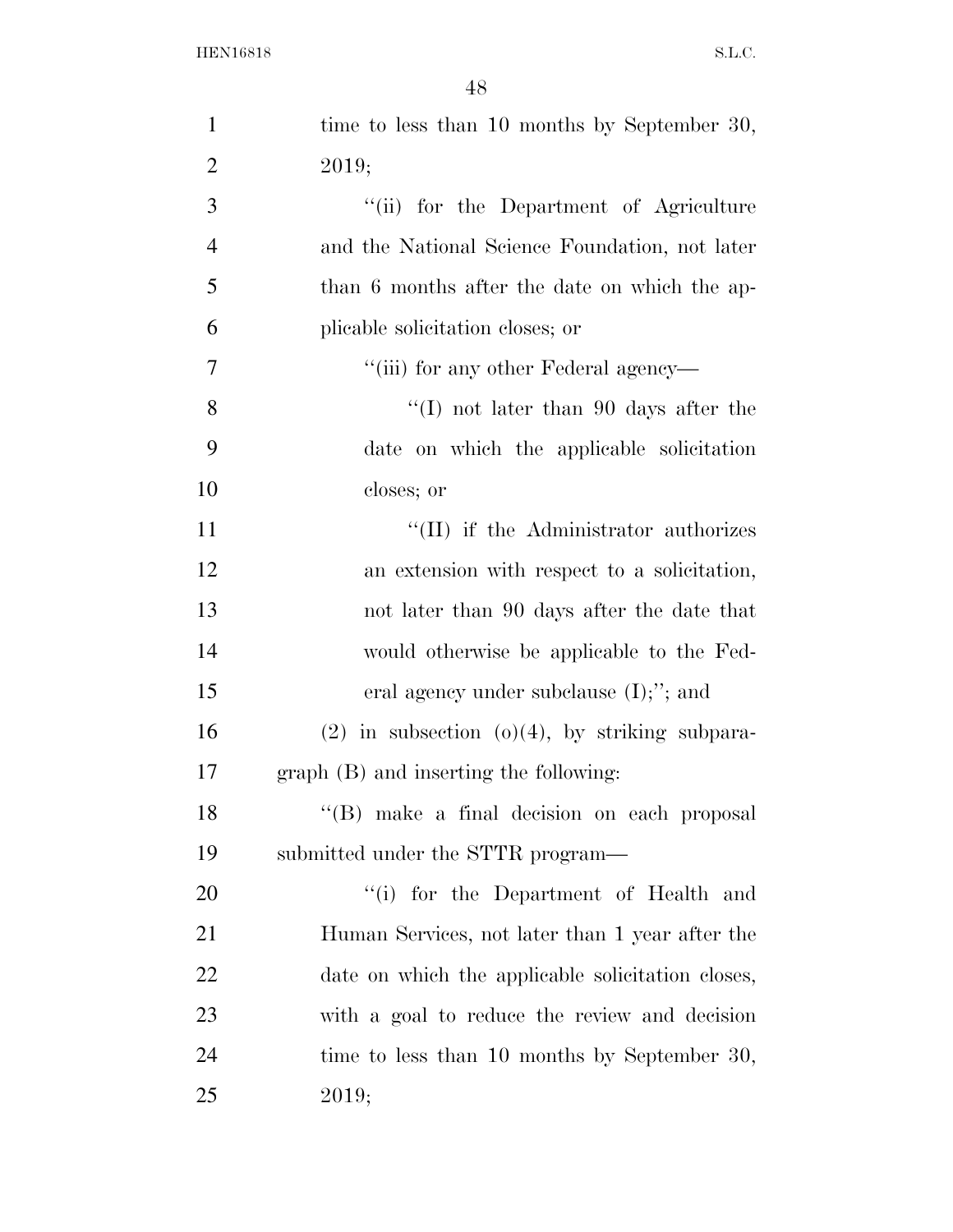time to less than 10 months by September 30, 2019;

''(ii) for the Department of Agriculture and the National Science Foundation, not later than 6 months after the date on which the applicable solicitation closes; or

''(iii) for any other Federal agency—

''(I) not later than 90 days after the date on which the applicable solicitation closes; or

''(II) if the Administrator authorizes an extension with respect to a solicitation, not later than 90 days after the date that would otherwise be applicable to the Federal agency under subclause (I);''; and

(2) in subsection (o)(4), by striking subparagraph (B) and inserting the following:

''(B) make a final decision on each proposal submitted under the STTR program—

''(i) for the Department of Health and Human Services, not later than 1 year after the date on which the applicable solicitation closes, with a goal to reduce the review and decision time to less than 10 months by September 30, 2019;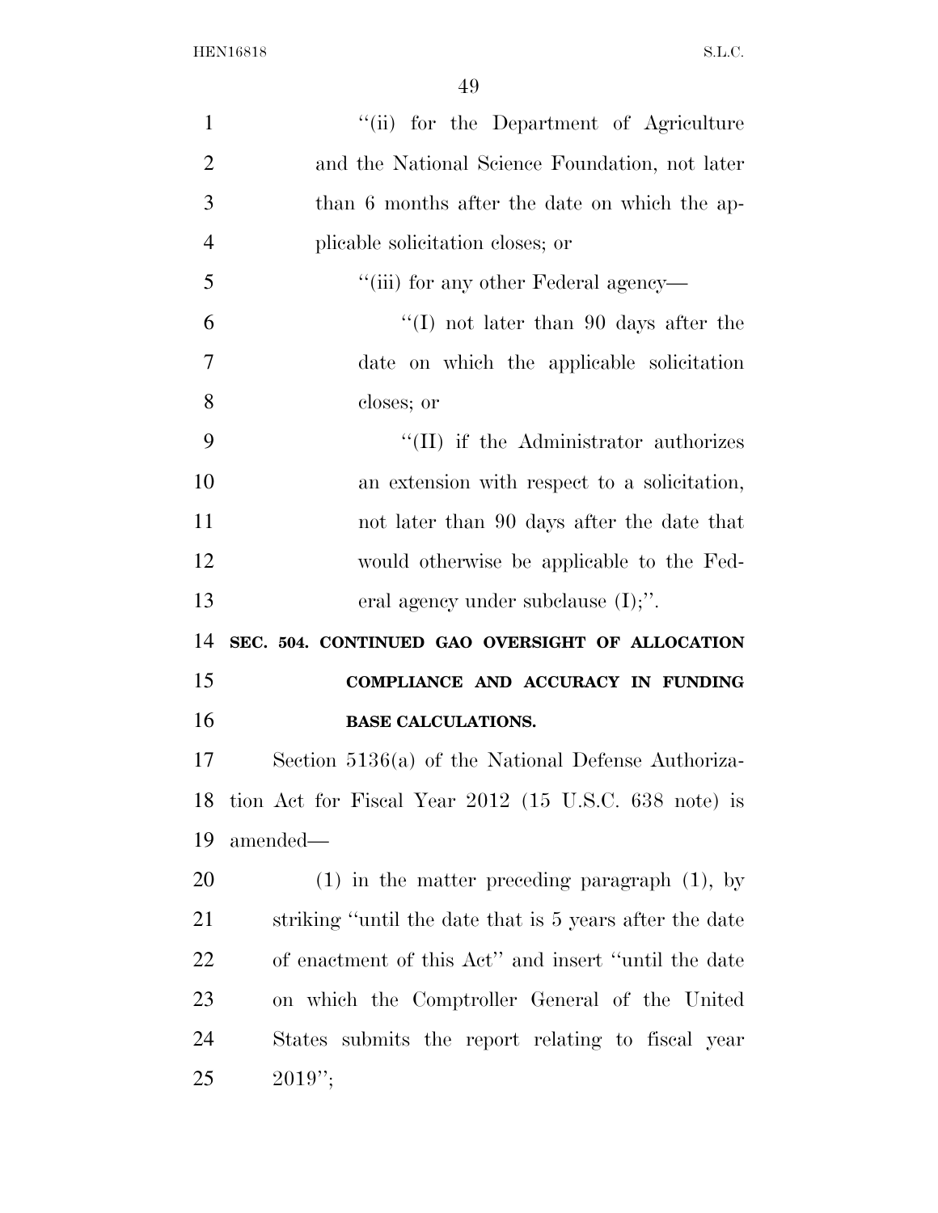''(ii) for the Department of Agriculture and the National Science Foundation, not later than 6 months after the date on which the applicable solicitation closes; or

''(iii) for any other Federal agency—

''(I) not later than 90 days after the date on which the applicable solicitation closes; or

''(II) if the Administrator authorizes an extension with respect to a solicitation, not later than 90 days after the date that would otherwise be applicable to the Federal agency under subclause (I);''.

**SEC. 504. CONTINUED GAO OVERSIGHT OF ALLOCATION COMPLIANCE AND ACCURACY IN FUNDING BASE CALCULATIONS.**

Section 5136(a) of the National Defense Authorization Act for Fiscal Year 2012 (15 U.S.C. 638 note) is amended—

(1) in the matter preceding paragraph (1), by striking ''until the date that is 5 years after the date of enactment of this Act'' and insert ''until the date on which the Comptroller General of the United States submits the report relating to fiscal year 2019'';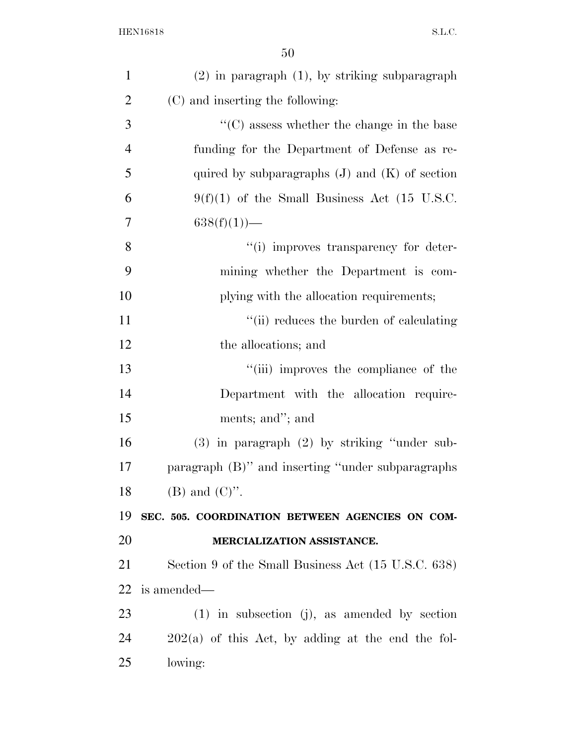(2) in paragraph (1), by striking subparagraph (C) and inserting the following:

"(C) assess whether the change in the base funding for the Department of Defense as required by subparagraphs (J) and (K) of section 9(f)(1) of the Small Business Act (15 U.S.C. 638(f)(1))—

"(i) improves transparency for determining whether the Department is complying with the allocation requirements;

"(ii) reduces the burden of calculating the allocations; and

"(iii) improves the compliance of the Department with the allocation requirements; and"; and

(3) in paragraph (2) by striking "under subparagraph (B)" and inserting "under subparagraphs (B) and (C)".

**SEC. 505. COORDINATION BETWEEN AGENCIES ON COMMERCIALIZATION ASSISTANCE.**

Section 9 of the Small Business Act (15 U.S.C. 638) is amended—

(1) in subsection (j), as amended by section 202(a) of this Act, by adding at the end the following: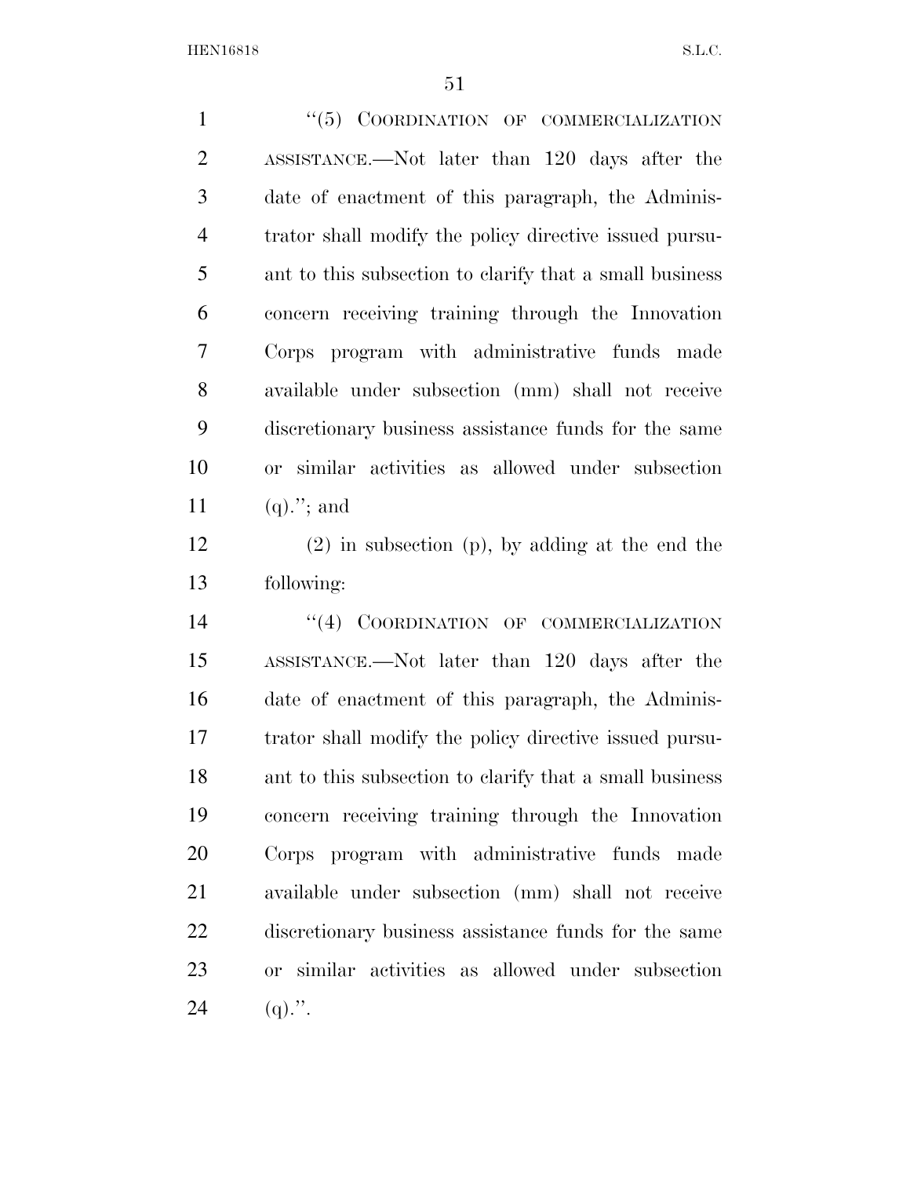"(5) COORDINATION OF COMMERCIALIZATION ASSISTANCE.—Not later than 120 days after the date of enactment of this paragraph, the Administrator shall modify the policy directive issued pursuant to this subsection to clarify that a small business concern receiving training through the Innovation Corps program with administrative funds made available under subsection (mm) shall not receive discretionary business assistance funds for the same or similar activities as allowed under subsection (q)."; and

(2) in subsection (p), by adding at the end the following:

"(4) COORDINATION OF COMMERCIALIZATION ASSISTANCE.—Not later than 120 days after the date of enactment of this paragraph, the Administrator shall modify the policy directive issued pursuant to this subsection to clarify that a small business concern receiving training through the Innovation Corps program with administrative funds made available under subsection (mm) shall not receive discretionary business assistance funds for the same or similar activities as allowed under subsection (q).".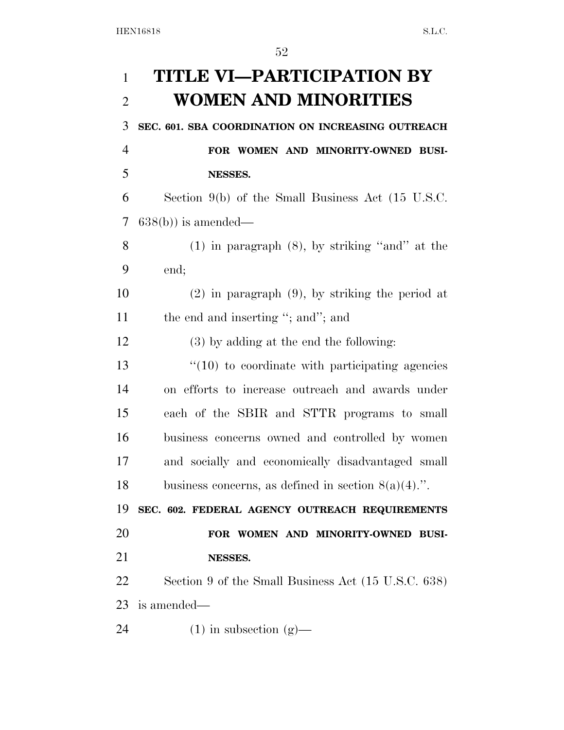# TITLE VI—PARTICIPATION BY WOMEN AND MINORITIES

**SEC. 601. SBA COORDINATION ON INCREASING OUTREACH FOR WOMEN AND MINORITY-OWNED BUSINESSES.**

Section 9(b) of the Small Business Act (15 U.S.C. 638(b)) is amended—

(1) in paragraph (8), by striking "and" at the end;

(2) in paragraph (9), by striking the period at the end and inserting "; and"; and

(3) by adding at the end the following:

"(10) to coordinate with participating agencies on efforts to increase outreach and awards under each of the SBIR and STTR programs to small business concerns owned and controlled by women and socially and economically disadvantaged small business concerns, as defined in section 8(a)(4).".

**SEC. 602. FEDERAL AGENCY OUTREACH REQUIREMENTS FOR WOMEN AND MINORITY-OWNED BUSINESSES.**

Section 9 of the Small Business Act (15 U.S.C. 638) is amended—

(1) in subsection (g)—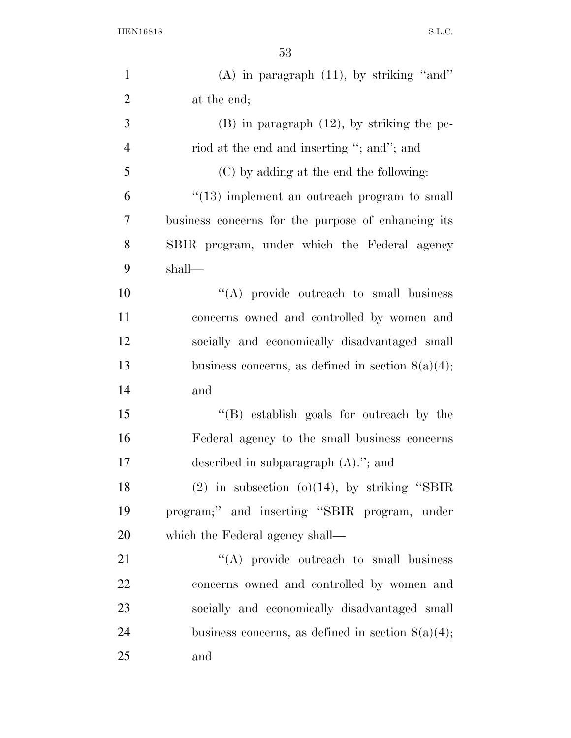(A) in paragraph (11), by striking ''and'' at the end;

(B) in paragraph (12), by striking the period at the end and inserting ''; and''; and

(C) by adding at the end the following:

''(13) implement an outreach program to small business concerns for the purpose of enhancing its SBIR program, under which the Federal agency shall—

''(A) provide outreach to small business concerns owned and controlled by women and socially and economically disadvantaged small business concerns, as defined in section 8(a)(4); and

''(B) establish goals for outreach by the Federal agency to the small business concerns described in subparagraph (A).''; and

(2) in subsection (o)(14), by striking ''SBIR program;'' and inserting ''SBIR program, under which the Federal agency shall—

''(A) provide outreach to small business concerns owned and controlled by women and socially and economically disadvantaged small business concerns, as defined in section 8(a)(4); and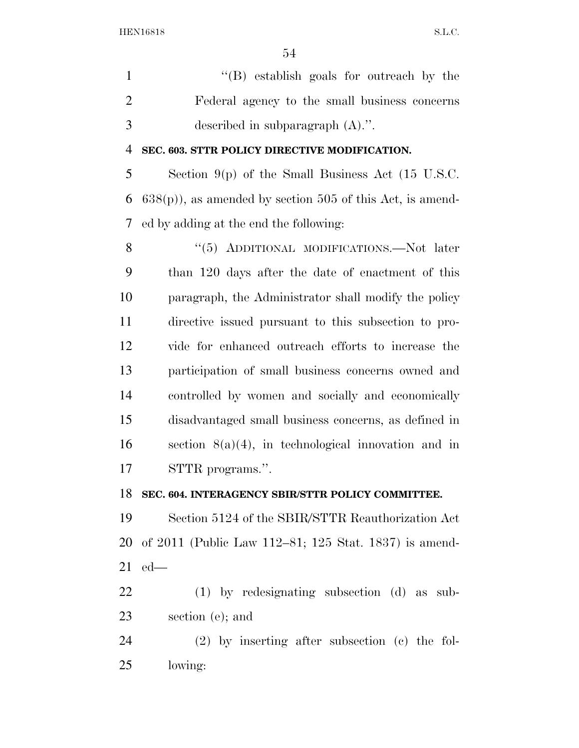"(B) establish goals for outreach by the Federal agency to the small business concerns described in subparagraph (A).".

**SEC. 603. STTR POLICY DIRECTIVE MODIFICATION.**

Section 9(p) of the Small Business Act (15 U.S.C. 638(p)), as amended by section 505 of this Act, is amended by adding at the end the following:

"(5) ADDITIONAL MODIFICATIONS.—Not later than 120 days after the date of enactment of this paragraph, the Administrator shall modify the policy directive issued pursuant to this subsection to provide for enhanced outreach efforts to increase the participation of small business concerns owned and controlled by women and socially and economically disadvantaged small business concerns, as defined in section 8(a)(4), in technological innovation and in STTR programs.".

**SEC. 604. INTERAGENCY SBIR/STTR POLICY COMMITTEE.**

Section 5124 of the SBIR/STTR Reauthorization Act of 2011 (Public Law 112–81; 125 Stat. 1837) is amended—

(1) by redesignating subsection (d) as subsection (e); and

(2) by inserting after subsection (c) the following: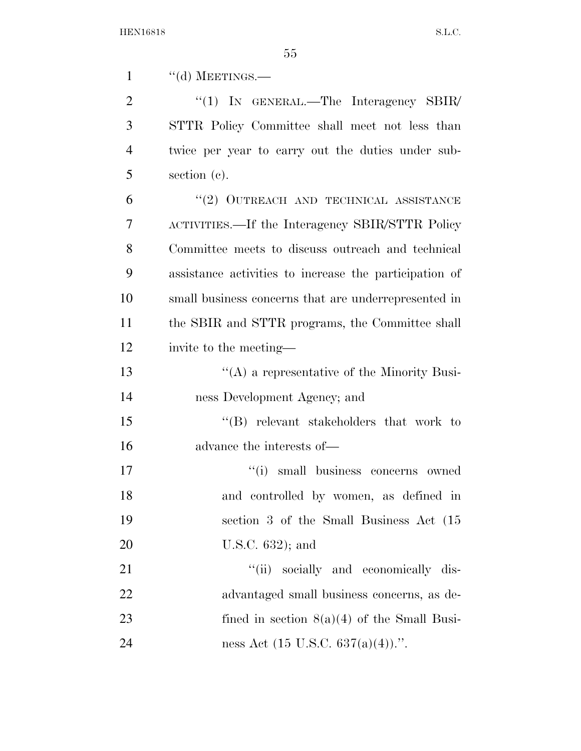''(d) MEETINGS.—

''(1) IN GENERAL.—The Interagency SBIR/STTR Policy Committee shall meet not less than twice per year to carry out the duties under subsection (c).

''(2) OUTREACH AND TECHNICAL ASSISTANCE ACTIVITIES.—If the Interagency SBIR/STTR Policy Committee meets to discuss outreach and technical assistance activities to increase the participation of small business concerns that are underrepresented in the SBIR and STTR programs, the Committee shall invite to the meeting—

''(A) a representative of the Minority Business Development Agency; and

''(B) relevant stakeholders that work to advance the interests of—

''(i) small business concerns owned and controlled by women, as defined in section 3 of the Small Business Act (15 U.S.C. 632); and

''(ii) socially and economically disadvantaged small business concerns, as defined in section 8(a)(4) of the Small Business Act (15 U.S.C. 637(a)(4)).''.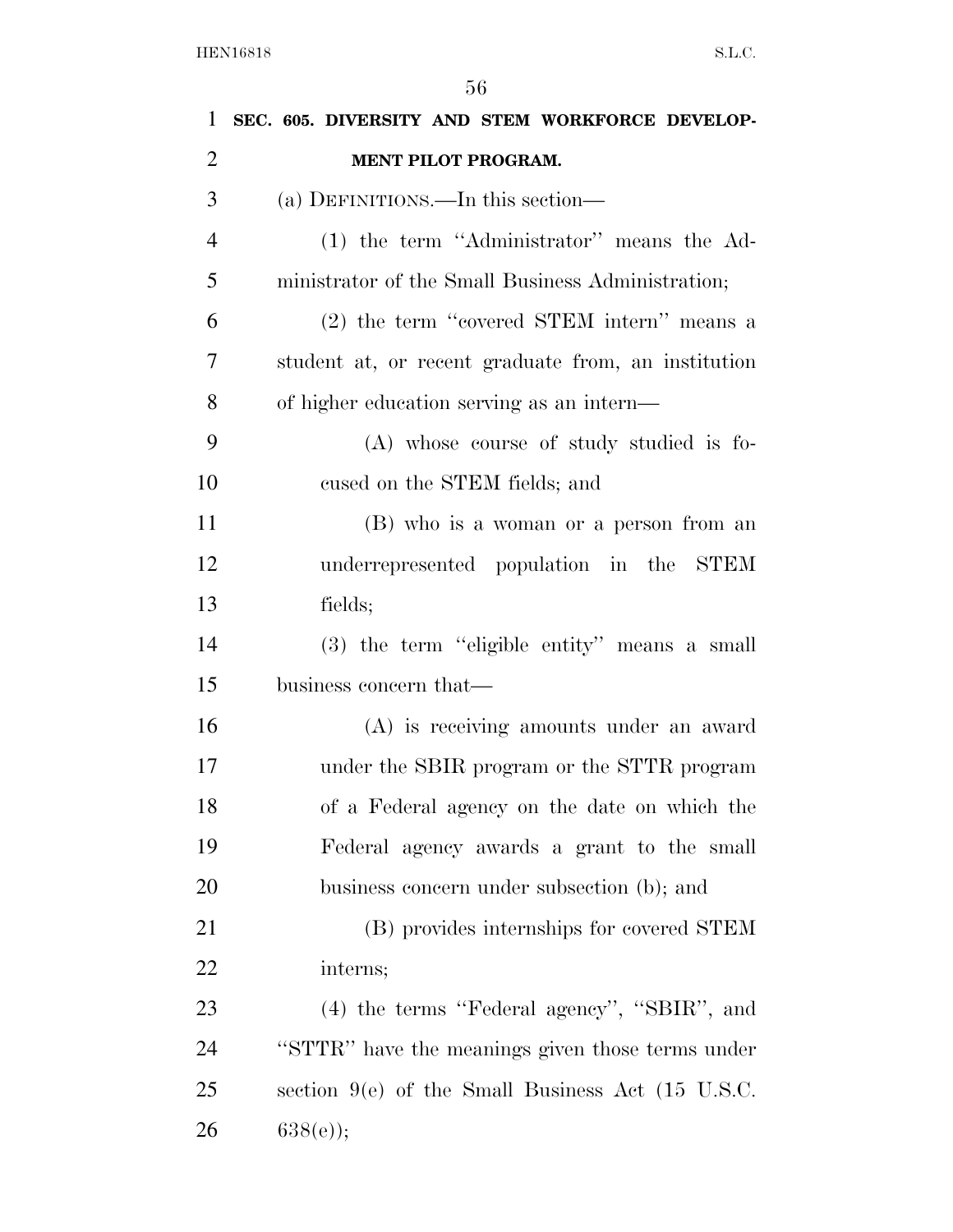**SEC. 605. DIVERSITY AND STEM WORKFORCE DEVELOPMENT PILOT PROGRAM.**

(a) DEFINITIONS.—In this section—

(1) the term "Administrator" means the Administrator of the Small Business Administration;

(2) the term "covered STEM intern" means a student at, or recent graduate from, an institution of higher education serving as an intern—

(A) whose course of study studied is focused on the STEM fields; and

(B) who is a woman or a person from an underrepresented population in the STEM fields;

(3) the term "eligible entity" means a small business concern that—

(A) is receiving amounts under an award under the SBIR program or the STTR program of a Federal agency on the date on which the Federal agency awards a grant to the small business concern under subsection (b); and

(B) provides internships for covered STEM interns;

(4) the terms "Federal agency", "SBIR", and "STTR" have the meanings given those terms under section 9(e) of the Small Business Act (15 U.S.C. 638(e));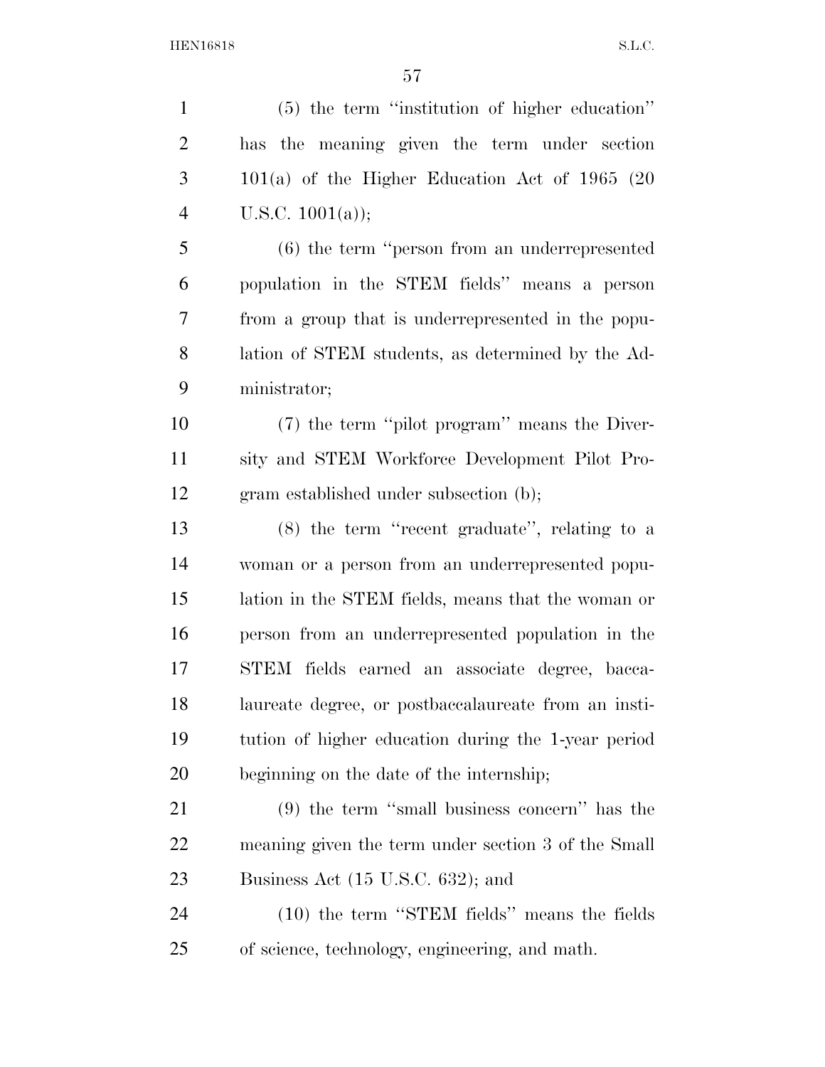(5) the term ''institution of higher education'' has the meaning given the term under section 101(a) of the Higher Education Act of 1965 (20 U.S.C. 1001(a));

(6) the term ''person from an underrepresented population in the STEM fields'' means a person from a group that is underrepresented in the population of STEM students, as determined by the Administrator;

(7) the term ''pilot program'' means the Diversity and STEM Workforce Development Pilot Program established under subsection (b);

(8) the term ''recent graduate'', relating to a woman or a person from an underrepresented population in the STEM fields, means that the woman or person from an underrepresented population in the STEM fields earned an associate degree, baccalaureate degree, or postbaccalaureate from an institution of higher education during the 1-year period beginning on the date of the internship;

(9) the term ''small business concern'' has the meaning given the term under section 3 of the Small Business Act (15 U.S.C. 632); and

(10) the term ''STEM fields'' means the fields of science, technology, engineering, and math.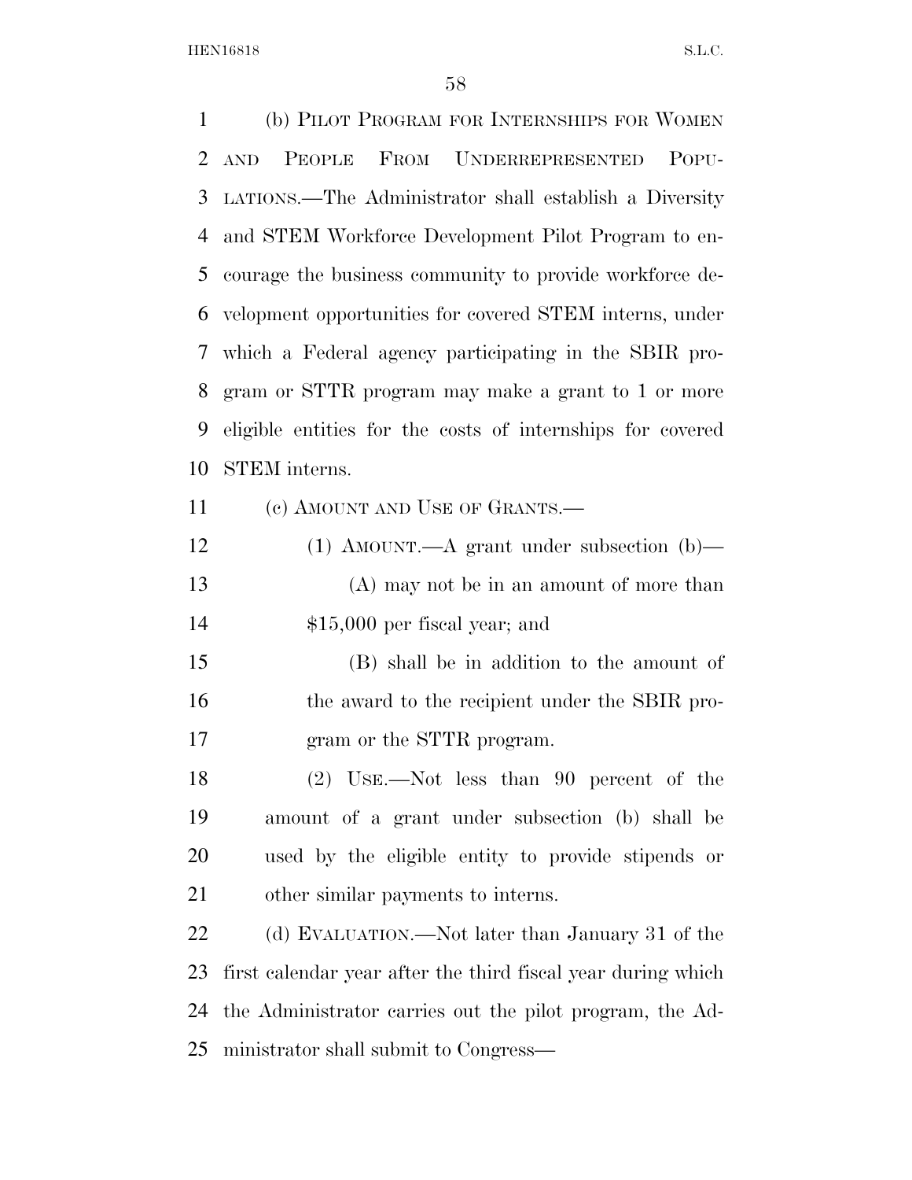(b) PILOT PROGRAM FOR INTERNSHIPS FOR WOMEN AND PEOPLE FROM UNDERREPRESENTED POPULATIONS.—The Administrator shall establish a Diversity and STEM Workforce Development Pilot Program to encourage the business community to provide workforce development opportunities for covered STEM interns, under which a Federal agency participating in the SBIR program or STTR program may make a grant to 1 or more eligible entities for the costs of internships for covered STEM interns.

(c) AMOUNT AND USE OF GRANTS.—

(1) AMOUNT.—A grant under subsection (b)—

(A) may not be in an amount of more than $15,000 per fiscal year; and

(B) shall be in addition to the amount of the award to the recipient under the SBIR program or the STTR program.

(2) USE.—Not less than 90 percent of the amount of a grant under subsection (b) shall be used by the eligible entity to provide stipends or other similar payments to interns.

(d) EVALUATION.—Not later than January 31 of the first calendar year after the third fiscal year during which the Administrator carries out the pilot program, the Administrator shall submit to Congress—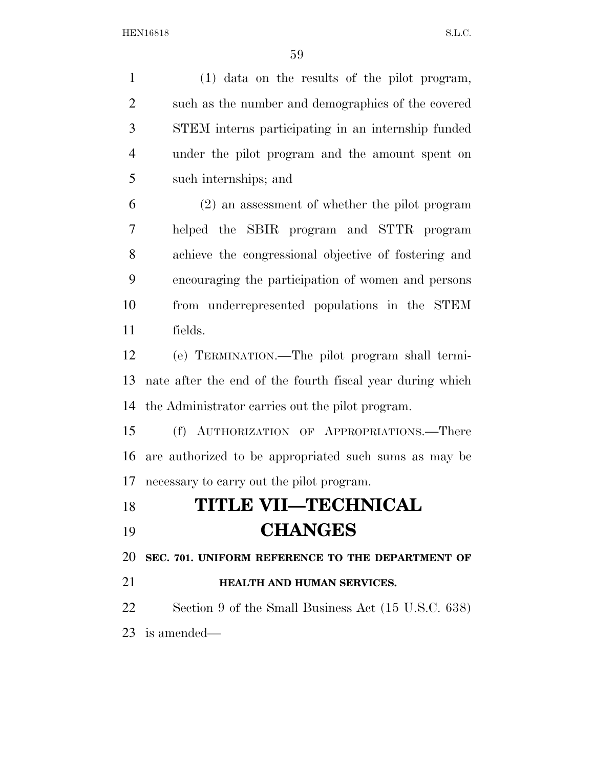(1) data on the results of the pilot program, such as the number and demographics of the covered STEM interns participating in an internship funded under the pilot program and the amount spent on such internships; and

(2) an assessment of whether the pilot program helped the SBIR program and STTR program achieve the congressional objective of fostering and encouraging the participation of women and persons from underrepresented populations in the STEM fields.

(e) TERMINATION.—The pilot program shall terminate after the end of the fourth fiscal year during which the Administrator carries out the pilot program.

(f) AUTHORIZATION OF APPROPRIATIONS.—There are authorized to be appropriated such sums as may be necessary to carry out the pilot program.

# TITLE VII—TECHNICAL CHANGES

### SEC. 701. UNIFORM REFERENCE TO THE DEPARTMENT OF HEALTH AND HUMAN SERVICES.

Section 9 of the Small Business Act (15 U.S.C. 638) is amended—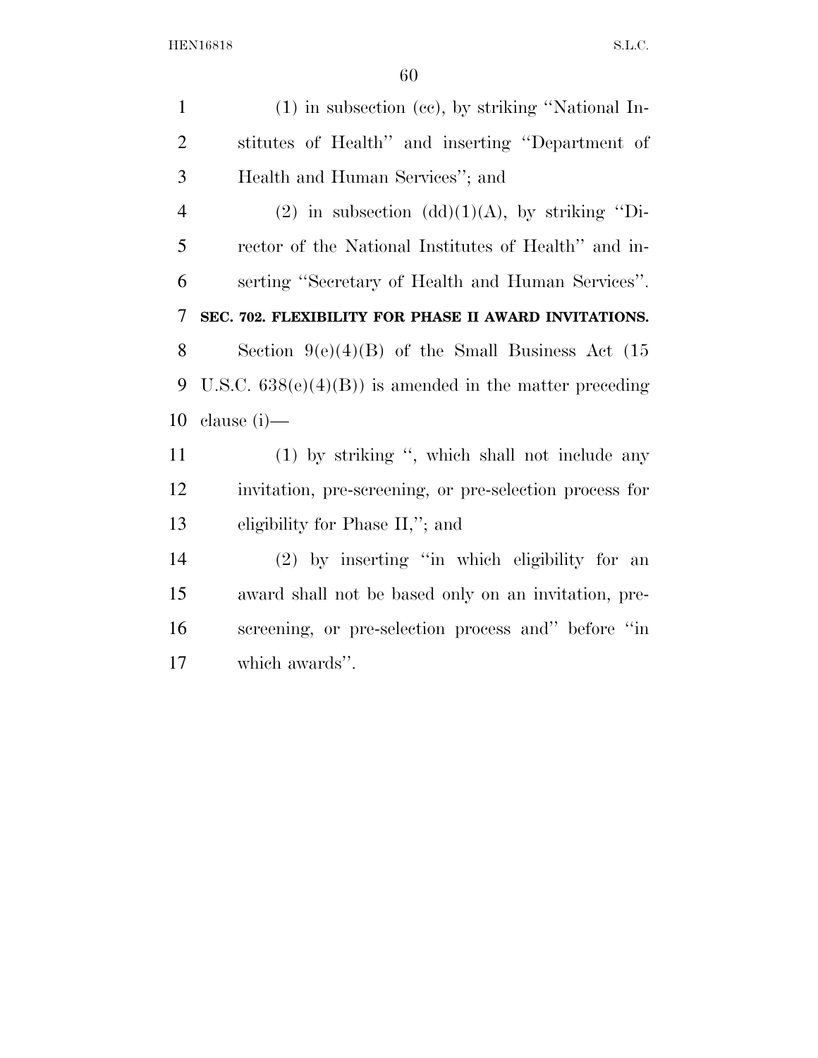(1) in subsection (cc), by striking ''National Institutes of Health'' and inserting ''Department of Health and Human Services''; and

(2) in subsection (dd)(1)(A), by striking ''Director of the National Institutes of Health'' and inserting ''Secretary of Health and Human Services''.

**SEC. 702. FLEXIBILITY FOR PHASE II AWARD INVITATIONS.**

Section 9(e)(4)(B) of the Small Business Act (15 U.S.C. 638(e)(4)(B)) is amended in the matter preceding clause (i)—

(1) by striking '', which shall not include any invitation, pre-screening, or pre-selection process for eligibility for Phase II,''; and

(2) by inserting ''in which eligibility for an award shall not be based only on an invitation, pre-screening, or pre-selection process and'' before ''in which awards''.